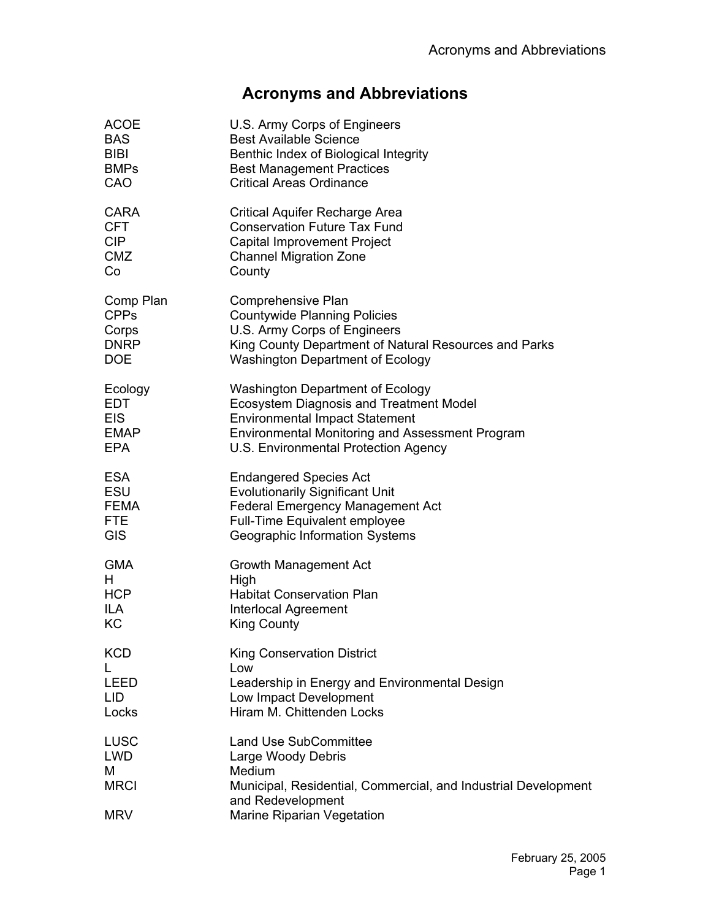# Acronyms and Abbreviations

| | |
|---|---|
| ACOE | U.S. Army Corps of Engineers |
| BAS | Best Available Science |
| BIBI | Benthic Index of Biological Integrity |
| BMPs | Best Management Practices |
| CAO | Critical Areas Ordinance |
| CARA | Critical Aquifer Recharge Area |
| CFT | Conservation Future Tax Fund |
| CIP | Capital Improvement Project |
| CMZ | Channel Migration Zone |
| Co | County |
| Comp Plan | Comprehensive Plan |
| CPPs | Countywide Planning Policies |
| Corps | U.S. Army Corps of Engineers |
| DNRP | King County Department of Natural Resources and Parks |
| DOE | Washington Department of Ecology |
| Ecology | Washington Department of Ecology |
| EDT | Ecosystem Diagnosis and Treatment Model |
| EIS | Environmental Impact Statement |
| EMAP | Environmental Monitoring and Assessment Program |
| EPA | U.S. Environmental Protection Agency |
| ESA | Endangered Species Act |
| ESU | Evolutionarily Significant Unit |
| FEMA | Federal Emergency Management Act |
| FTE | Full-Time Equivalent employee |
| GIS | Geographic Information Systems |
| GMA | Growth Management Act |
| H | High |
| HCP | Habitat Conservation Plan |
| ILA | Interlocal Agreement |
| KC | King County |
| KCD | King Conservation District |
| L | Low |
| LEED | Leadership in Energy and Environmental Design |
| LID | Low Impact Development |
| Locks | Hiram M. Chittenden Locks |
| LUSC | Land Use SubCommittee |
| LWD | Large Woody Debris |
| M | Medium |
| MRCI | Municipal, Residential, Commercial, and Industrial Development and Redevelopment |
| MRV | Marine Riparian Vegetation |

February 25, 2005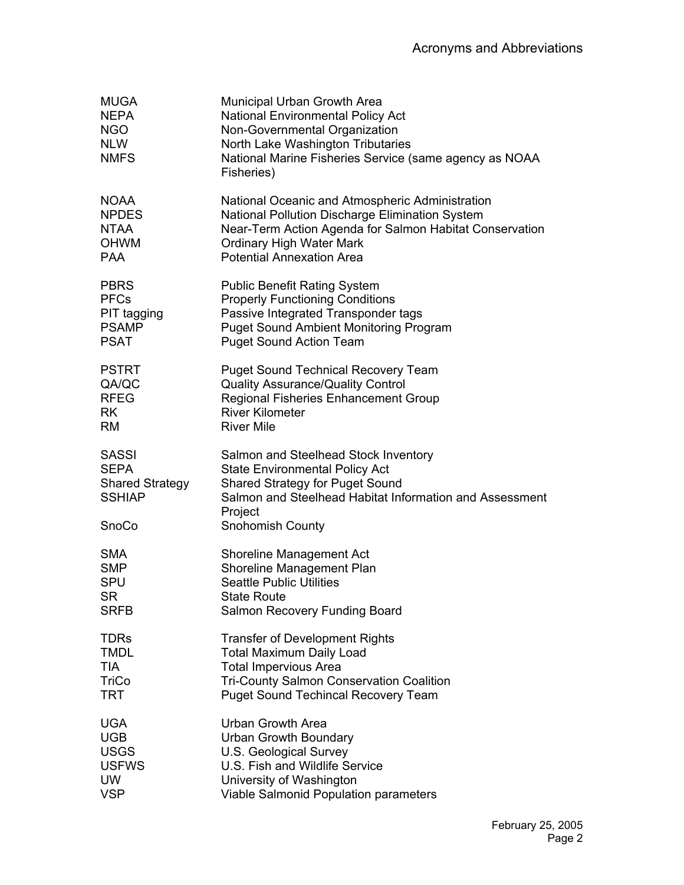| | |
|---|---|
| MUGA | Municipal Urban Growth Area |
| NEPA | National Environmental Policy Act |
| NGO | Non-Governmental Organization |
| NLW | North Lake Washington Tributaries |
| NMFS | National Marine Fisheries Service (same agency as NOAA Fisheries) |
| NOAA | National Oceanic and Atmospheric Administration |
| NPDES | National Pollution Discharge Elimination System |
| NTAA | Near-Term Action Agenda for Salmon Habitat Conservation |
| OHWM | Ordinary High Water Mark |
| PAA | Potential Annexation Area |
| PBRS | Public Benefit Rating System |
| PFCs | Properly Functioning Conditions |
| PIT tagging | Passive Integrated Transponder tags |
| PSAMP | Puget Sound Ambient Monitoring Program |
| PSAT | Puget Sound Action Team |
| PSTRT | Puget Sound Technical Recovery Team |
| QA/QC | Quality Assurance/Quality Control |
| RFEG | Regional Fisheries Enhancement Group |
| RK | River Kilometer |
| RM | River Mile |
| SASSI | Salmon and Steelhead Stock Inventory |
| SEPA | State Environmental Policy Act |
| Shared Strategy | Shared Strategy for Puget Sound |
| SSHIAP | Salmon and Steelhead Habitat Information and Assessment Project |
| SnoCo | Snohomish County |
| SMA | Shoreline Management Act |
| SMP | Shoreline Management Plan |
| SPU | Seattle Public Utilities |
| SR | State Route |
| SRFB | Salmon Recovery Funding Board |
| TDRs | Transfer of Development Rights |
| TMDL | Total Maximum Daily Load |
| TIA | Total Impervious Area |
| TriCo | Tri-County Salmon Conservation Coalition |
| TRT | Puget Sound Techincal Recovery Team |
| UGA | Urban Growth Area |
| UGB | Urban Growth Boundary |
| USGS | U.S. Geological Survey |
| USFWS | U.S. Fish and Wildlife Service |
| UW | University of Washington |
| VSP | Viable Salmonid Population parameters |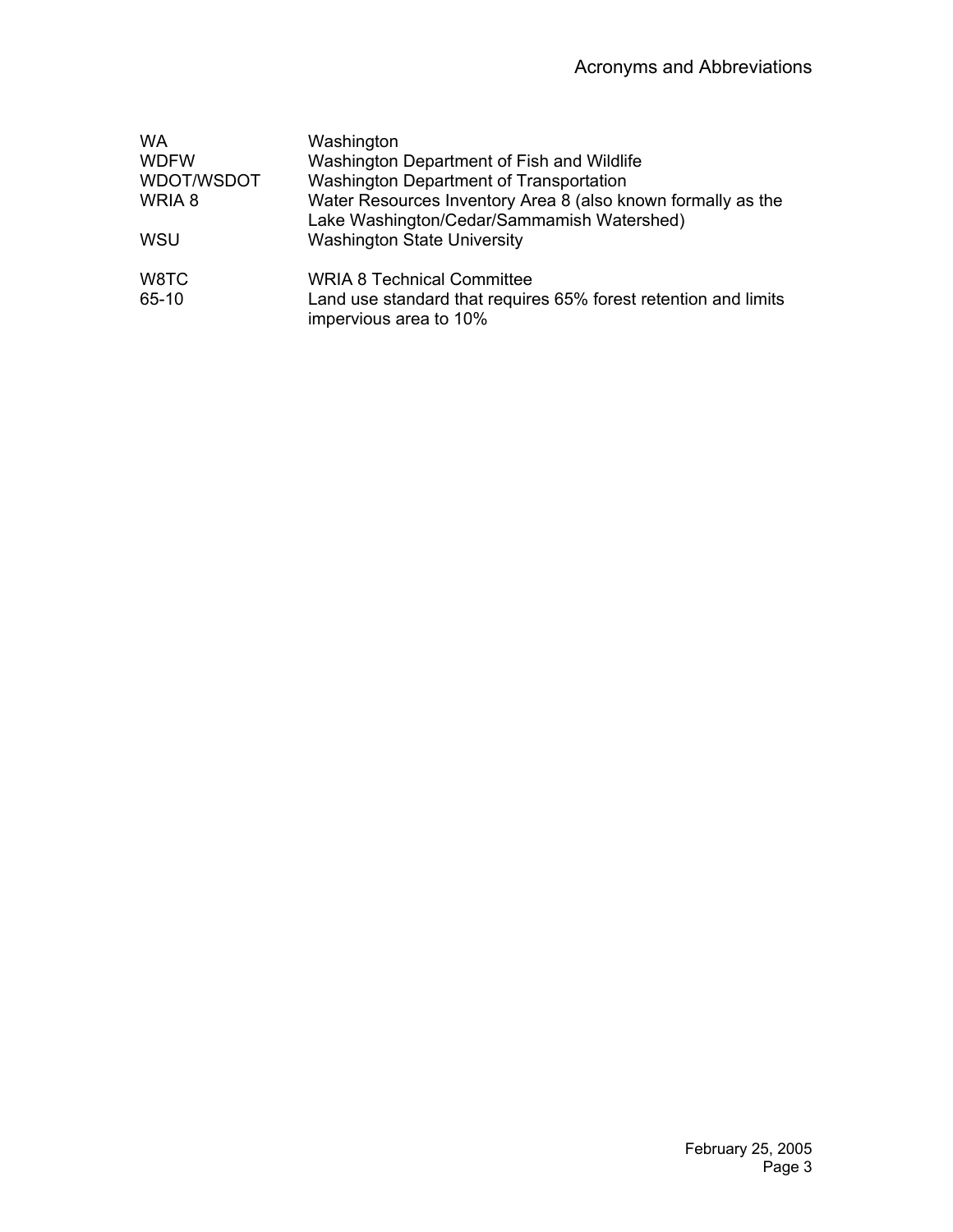| | |
|---|---|
| WA | Washington |
| WDFW | Washington Department of Fish and Wildlife |
| WDOT/WSDOT | Washington Department of Transportation |
| WRIA 8 | Water Resources Inventory Area 8 (also known formally as the Lake Washington/Cedar/Sammamish Watershed) |
| WSU | Washington State University |
| W8TC | WRIA 8 Technical Committee |
| 65-10 | Land use standard that requires 65% forest retention and limits impervious area to 10% |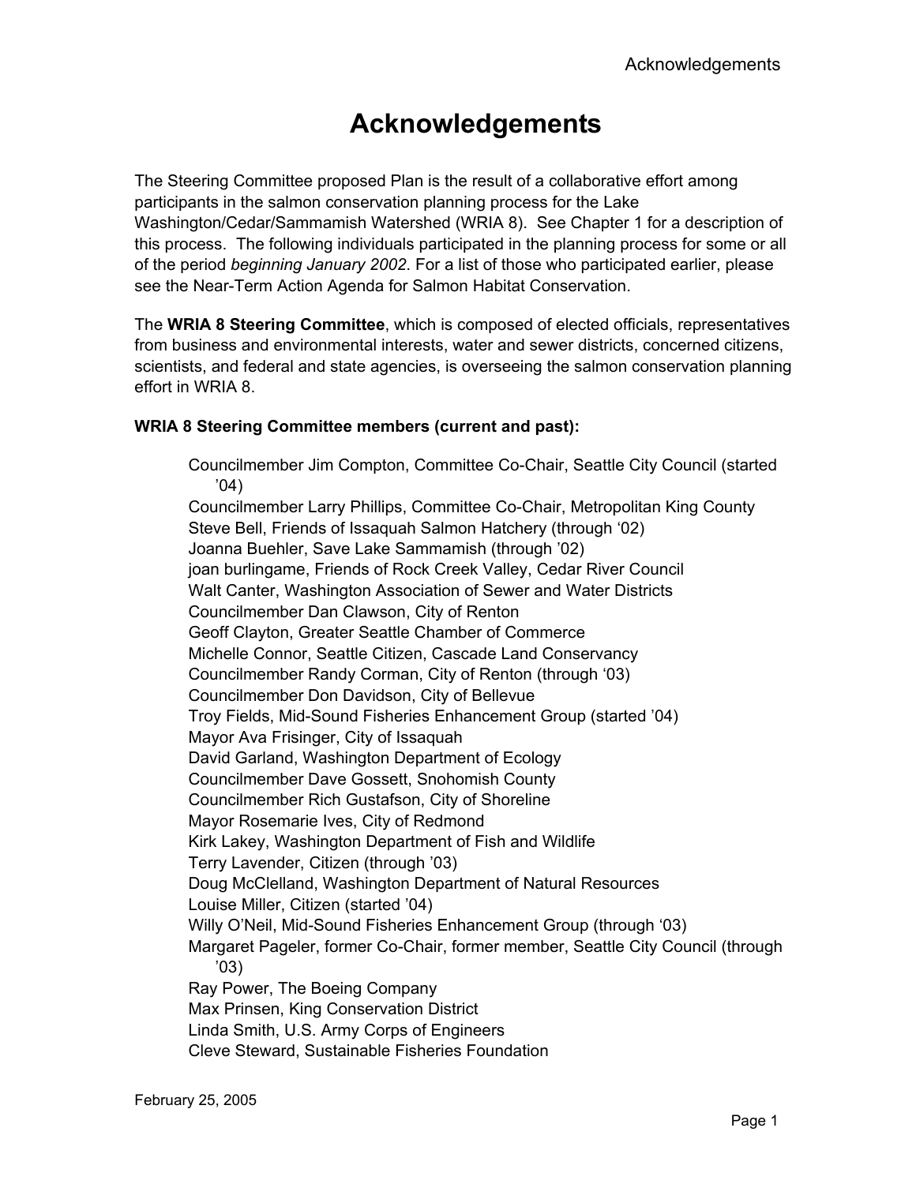# Acknowledgements

The Steering Committee proposed Plan is the result of a collaborative effort among participants in the salmon conservation planning process for the Lake Washington/Cedar/Sammamish Watershed (WRIA 8). See Chapter 1 for a description of this process. The following individuals participated in the planning process for some or all of the period *beginning January 2002*. For a list of those who participated earlier, please see the Near-Term Action Agenda for Salmon Habitat Conservation.

The **WRIA 8 Steering Committee**, which is composed of elected officials, representatives from business and environmental interests, water and sewer districts, concerned citizens, scientists, and federal and state agencies, is overseeing the salmon conservation planning effort in WRIA 8.

**WRIA 8 Steering Committee members (current and past):**

- Councilmember Jim Compton, Committee Co-Chair, Seattle City Council (started ’04)
- Councilmember Larry Phillips, Committee Co-Chair, Metropolitan King County
- Steve Bell, Friends of Issaquah Salmon Hatchery (through ‘02)
- Joanna Buehler, Save Lake Sammamish (through ’02)
- joan burlingame, Friends of Rock Creek Valley, Cedar River Council
- Walt Canter, Washington Association of Sewer and Water Districts
- Councilmember Dan Clawson, City of Renton
- Geoff Clayton, Greater Seattle Chamber of Commerce
- Michelle Connor, Seattle Citizen, Cascade Land Conservancy
- Councilmember Randy Corman, City of Renton (through ‘03)
- Councilmember Don Davidson, City of Bellevue
- Troy Fields, Mid-Sound Fisheries Enhancement Group (started ’04)
- Mayor Ava Frisinger, City of Issaquah
- David Garland, Washington Department of Ecology
- Councilmember Dave Gossett, Snohomish County
- Councilmember Rich Gustafson, City of Shoreline
- Mayor Rosemarie Ives, City of Redmond
- Kirk Lakey, Washington Department of Fish and Wildlife
- Terry Lavender, Citizen (through ’03)
- Doug McClelland, Washington Department of Natural Resources
- Louise Miller, Citizen (started ’04)
- Willy O’Neil, Mid-Sound Fisheries Enhancement Group (through ‘03)
- Margaret Pageler, former Co-Chair, former member, Seattle City Council (through ’03)
- Ray Power, The Boeing Company
- Max Prinsen, King Conservation District
- Linda Smith, U.S. Army Corps of Engineers
- Cleve Steward, Sustainable Fisheries Foundation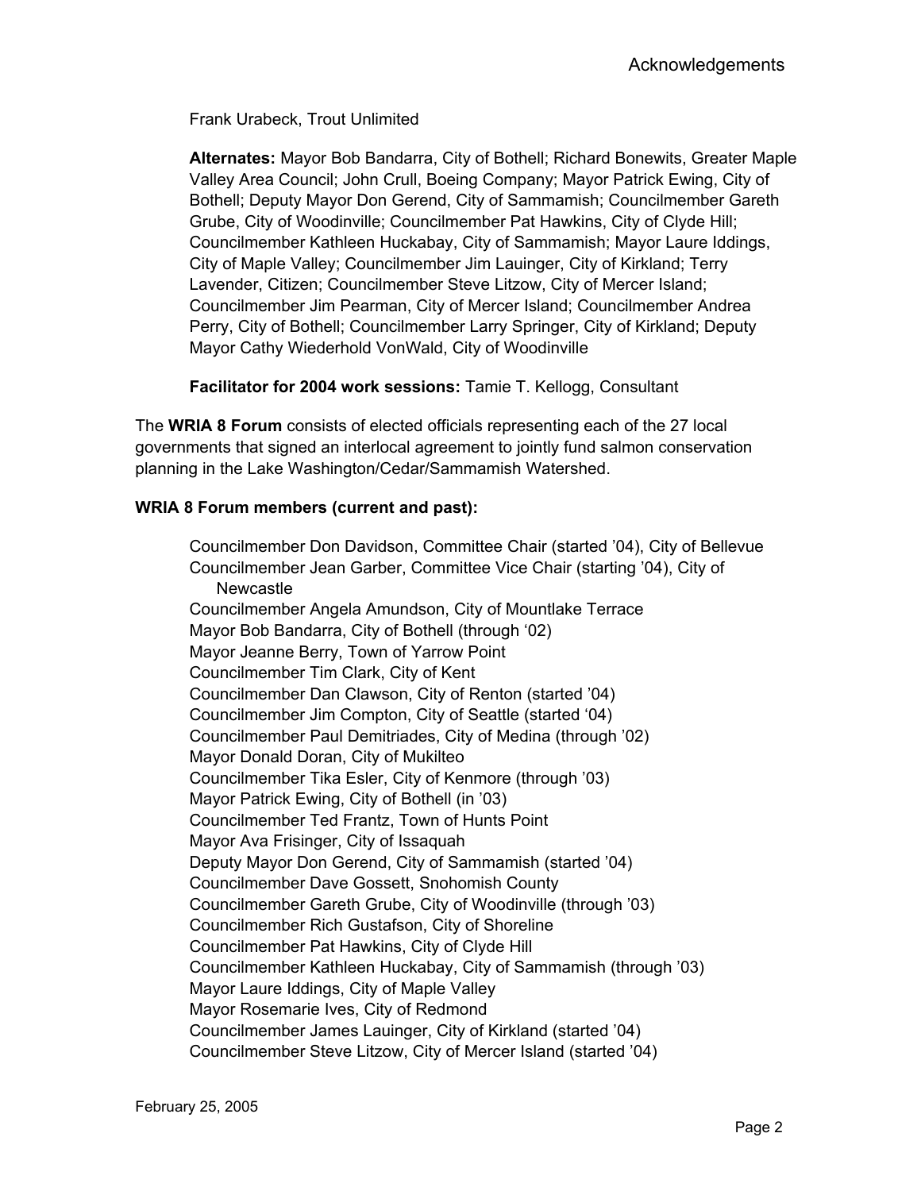Frank Urabeck, Trout Unlimited

**Alternates:** Mayor Bob Bandarra, City of Bothell; Richard Bonewits, Greater Maple Valley Area Council; John Crull, Boeing Company; Mayor Patrick Ewing, City of Bothell; Deputy Mayor Don Gerend, City of Sammamish; Councilmember Gareth Grube, City of Woodinville; Councilmember Pat Hawkins, City of Clyde Hill; Councilmember Kathleen Huckabay, City of Sammamish; Mayor Laure Iddings, City of Maple Valley; Councilmember Jim Lauinger, City of Kirkland; Terry Lavender, Citizen; Councilmember Steve Litzow, City of Mercer Island; Councilmember Jim Pearman, City of Mercer Island; Councilmember Andrea Perry, City of Bothell; Councilmember Larry Springer, City of Kirkland; Deputy Mayor Cathy Wiederhold VonWald, City of Woodinville

**Facilitator for 2004 work sessions:** Tamie T. Kellogg, Consultant

The **WRIA 8 Forum** consists of elected officials representing each of the 27 local governments that signed an interlocal agreement to jointly fund salmon conservation planning in the Lake Washington/Cedar/Sammamish Watershed.

**WRIA 8 Forum members (current and past):**

Councilmember Don Davidson, Committee Chair (started '04), City of Bellevue
Councilmember Jean Garber, Committee Vice Chair (starting '04), City of Newcastle
Councilmember Angela Amundson, City of Mountlake Terrace
Mayor Bob Bandarra, City of Bothell (through '02)
Mayor Jeanne Berry, Town of Yarrow Point
Councilmember Tim Clark, City of Kent
Councilmember Dan Clawson, City of Renton (started '04)
Councilmember Jim Compton, City of Seattle (started '04)
Councilmember Paul Demitriades, City of Medina (through '02)
Mayor Donald Doran, City of Mukilteo
Councilmember Tika Esler, City of Kenmore (through '03)
Mayor Patrick Ewing, City of Bothell (in '03)
Councilmember Ted Frantz, Town of Hunts Point
Mayor Ava Frisinger, City of Issaquah
Deputy Mayor Don Gerend, City of Sammamish (started '04)
Councilmember Dave Gossett, Snohomish County
Councilmember Gareth Grube, City of Woodinville (through '03)
Councilmember Rich Gustafson, City of Shoreline
Councilmember Pat Hawkins, City of Clyde Hill
Councilmember Kathleen Huckabay, City of Sammamish (through '03)
Mayor Laure Iddings, City of Maple Valley
Mayor Rosemarie Ives, City of Redmond
Councilmember James Lauinger, City of Kirkland (started '04)
Councilmember Steve Litzow, City of Mercer Island (started '04)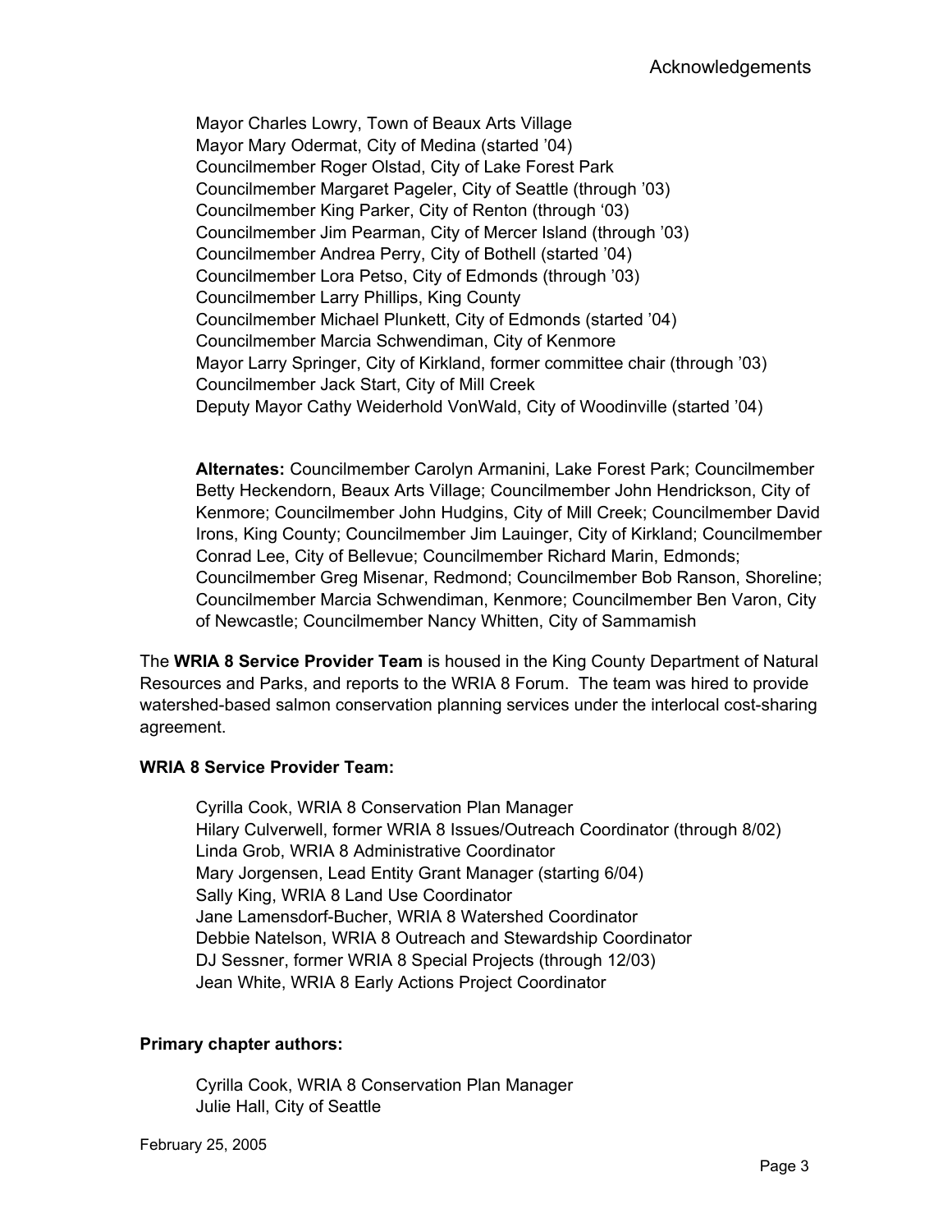Mayor Charles Lowry, Town of Beaux Arts Village
Mayor Mary Odermat, City of Medina (started '04)
Councilmember Roger Olstad, City of Lake Forest Park
Councilmember Margaret Pageler, City of Seattle (through '03)
Councilmember King Parker, City of Renton (through '03)
Councilmember Jim Pearman, City of Mercer Island (through '03)
Councilmember Andrea Perry, City of Bothell (started '04)
Councilmember Lora Petso, City of Edmonds (through '03)
Councilmember Larry Phillips, King County
Councilmember Michael Plunkett, City of Edmonds (started '04)
Councilmember Marcia Schwendiman, City of Kenmore
Mayor Larry Springer, City of Kirkland, former committee chair (through '03)
Councilmember Jack Start, City of Mill Creek
Deputy Mayor Cathy Weiderhold VonWald, City of Woodinville (started '04)

**Alternates:** Councilmember Carolyn Armanini, Lake Forest Park; Councilmember Betty Heckendorn, Beaux Arts Village; Councilmember John Hendrickson, City of Kenmore; Councilmember John Hudgins, City of Mill Creek; Councilmember David Irons, King County; Councilmember Jim Lauinger, City of Kirkland; Councilmember Conrad Lee, City of Bellevue; Councilmember Richard Marin, Edmonds; Councilmember Greg Misenar, Redmond; Councilmember Bob Ranson, Shoreline; Councilmember Marcia Schwendiman, Kenmore; Councilmember Ben Varon, City of Newcastle; Councilmember Nancy Whitten, City of Sammamish

The **WRIA 8 Service Provider Team** is housed in the King County Department of Natural Resources and Parks, and reports to the WRIA 8 Forum. The team was hired to provide watershed-based salmon conservation planning services under the interlocal cost-sharing agreement.

**WRIA 8 Service Provider Team:**

Cyrilla Cook, WRIA 8 Conservation Plan Manager
Hilary Culverwell, former WRIA 8 Issues/Outreach Coordinator (through 8/02)
Linda Grob, WRIA 8 Administrative Coordinator
Mary Jorgensen, Lead Entity Grant Manager (starting 6/04)
Sally King, WRIA 8 Land Use Coordinator
Jane Lamensdorf-Bucher, WRIA 8 Watershed Coordinator
Debbie Natelson, WRIA 8 Outreach and Stewardship Coordinator
DJ Sessner, former WRIA 8 Special Projects (through 12/03)
Jean White, WRIA 8 Early Actions Project Coordinator

**Primary chapter authors:**

Cyrilla Cook, WRIA 8 Conservation Plan Manager
Julie Hall, City of Seattle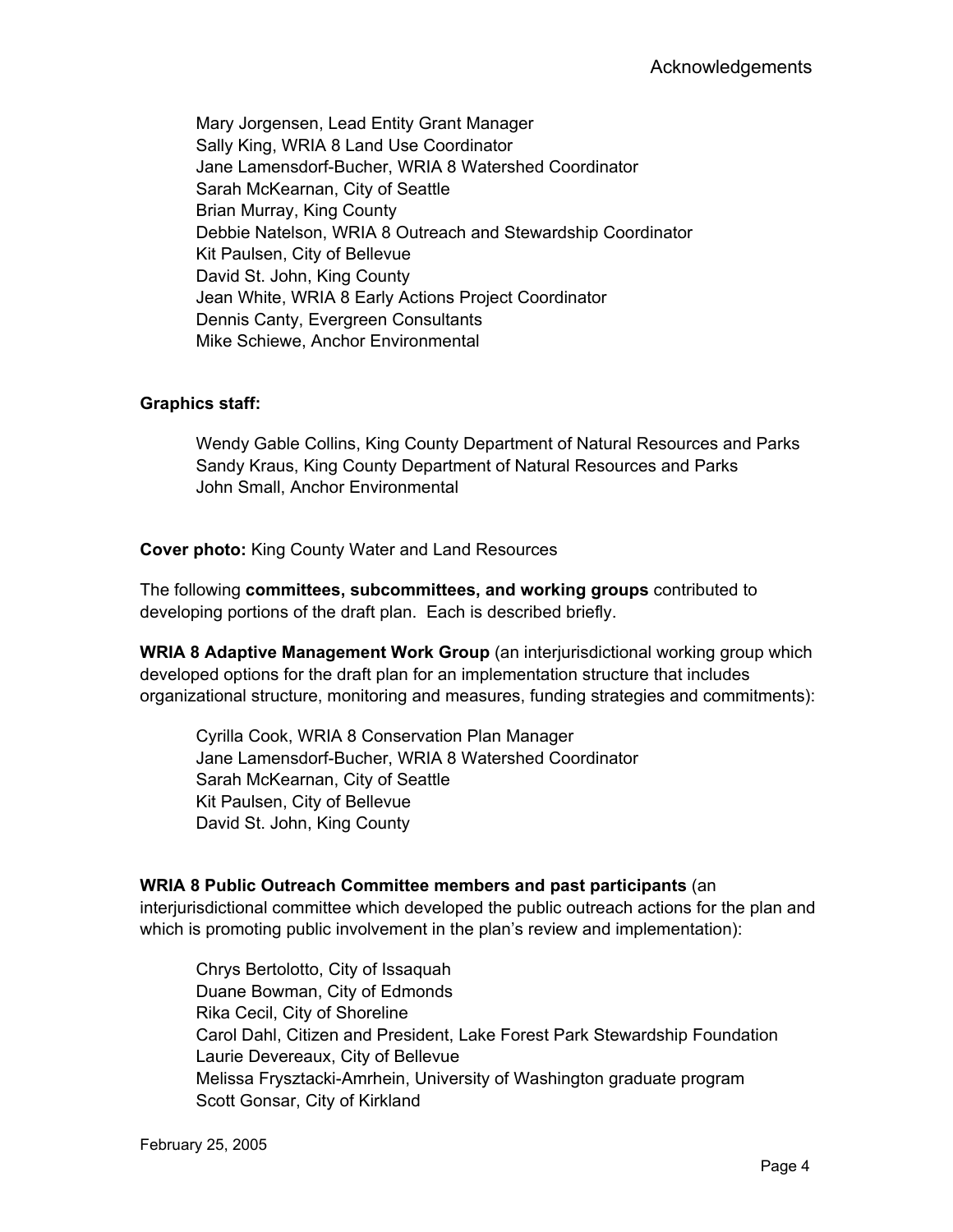Mary Jorgensen, Lead Entity Grant Manager
Sally King, WRIA 8 Land Use Coordinator
Jane Lamensdorf-Bucher, WRIA 8 Watershed Coordinator
Sarah McKearnan, City of Seattle
Brian Murray, King County
Debbie Natelson, WRIA 8 Outreach and Stewardship Coordinator
Kit Paulsen, City of Bellevue
David St. John, King County
Jean White, WRIA 8 Early Actions Project Coordinator
Dennis Canty, Evergreen Consultants
Mike Schiewe, Anchor Environmental

**Graphics staff:**

Wendy Gable Collins, King County Department of Natural Resources and Parks
Sandy Kraus, King County Department of Natural Resources and Parks
John Small, Anchor Environmental

**Cover photo:** King County Water and Land Resources

The following **committees, subcommittees, and working groups** contributed to developing portions of the draft plan. Each is described briefly.

**WRIA 8 Adaptive Management Work Group** (an interjurisdictional working group which developed options for the draft plan for an implementation structure that includes organizational structure, monitoring and measures, funding strategies and commitments):

Cyrilla Cook, WRIA 8 Conservation Plan Manager
Jane Lamensdorf-Bucher, WRIA 8 Watershed Coordinator
Sarah McKearnan, City of Seattle
Kit Paulsen, City of Bellevue
David St. John, King County

**WRIA 8 Public Outreach Committee members and past participants** (an interjurisdictional committee which developed the public outreach actions for the plan and which is promoting public involvement in the plan's review and implementation):

Chrys Bertolotto, City of Issaquah
Duane Bowman, City of Edmonds
Rika Cecil, City of Shoreline
Carol Dahl, Citizen and President, Lake Forest Park Stewardship Foundation
Laurie Devereaux, City of Bellevue
Melissa Frysztacki-Amrhein, University of Washington graduate program
Scott Gonsar, City of Kirkland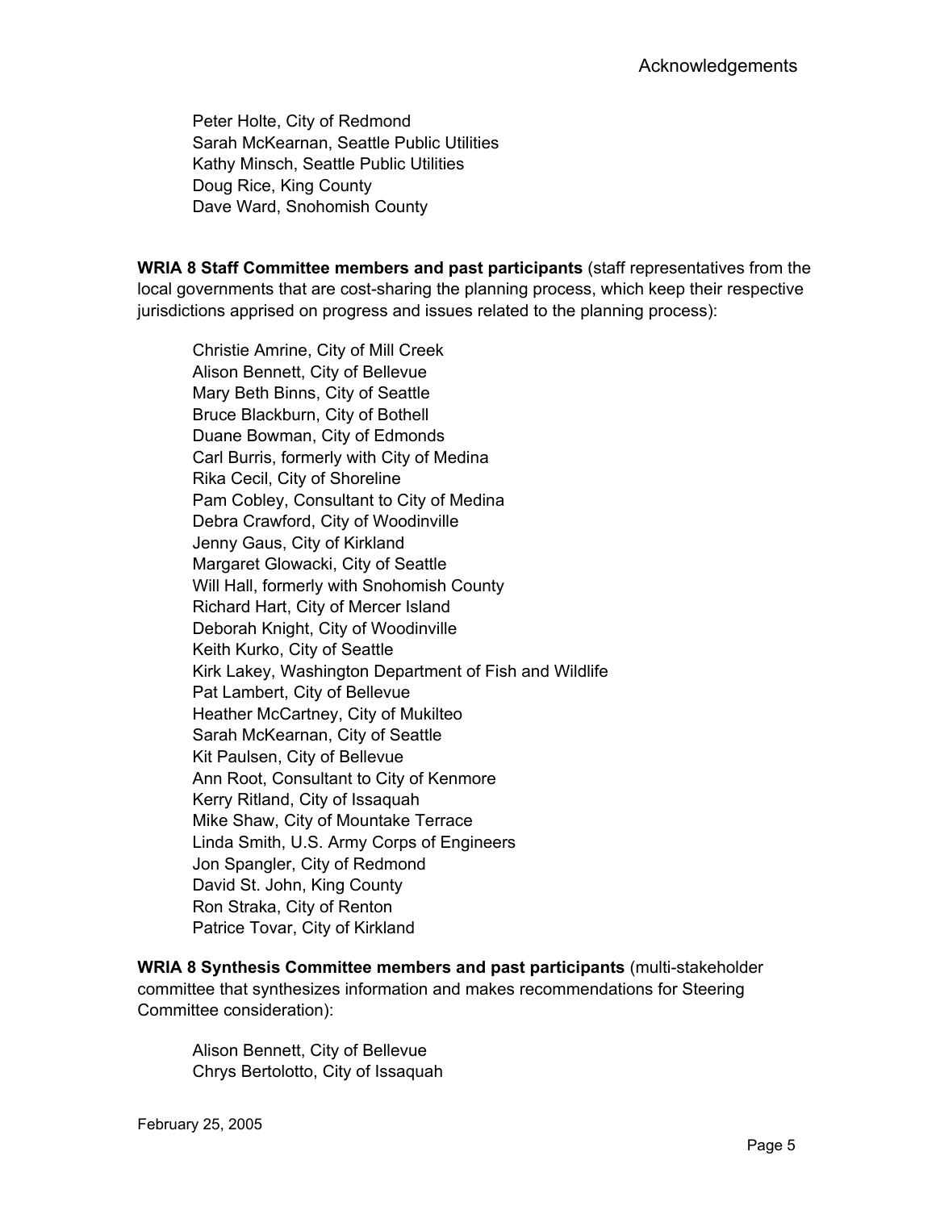Peter Holte, City of Redmond
Sarah McKearnan, Seattle Public Utilities
Kathy Minsch, Seattle Public Utilities
Doug Rice, King County
Dave Ward, Snohomish County

**WRIA 8 Staff Committee members and past participants** (staff representatives from the local governments that are cost-sharing the planning process, which keep their respective jurisdictions apprised on progress and issues related to the planning process):

Christie Amrine, City of Mill Creek
Alison Bennett, City of Bellevue
Mary Beth Binns, City of Seattle
Bruce Blackburn, City of Bothell
Duane Bowman, City of Edmonds
Carl Burris, formerly with City of Medina
Rika Cecil, City of Shoreline
Pam Cobley, Consultant to City of Medina
Debra Crawford, City of Woodinville
Jenny Gaus, City of Kirkland
Margaret Glowacki, City of Seattle
Will Hall, formerly with Snohomish County
Richard Hart, City of Mercer Island
Deborah Knight, City of Woodinville
Keith Kurko, City of Seattle
Kirk Lakey, Washington Department of Fish and Wildlife
Pat Lambert, City of Bellevue
Heather McCartney, City of Mukilteo
Sarah McKearnan, City of Seattle
Kit Paulsen, City of Bellevue
Ann Root, Consultant to City of Kenmore
Kerry Ritland, City of Issaquah
Mike Shaw, City of Mountake Terrace
Linda Smith, U.S. Army Corps of Engineers
Jon Spangler, City of Redmond
David St. John, King County
Ron Straka, City of Renton
Patrice Tovar, City of Kirkland

**WRIA 8 Synthesis Committee members and past participants** (multi-stakeholder committee that synthesizes information and makes recommendations for Steering Committee consideration):

Alison Bennett, City of Bellevue
Chrys Bertolotto, City of Issaquah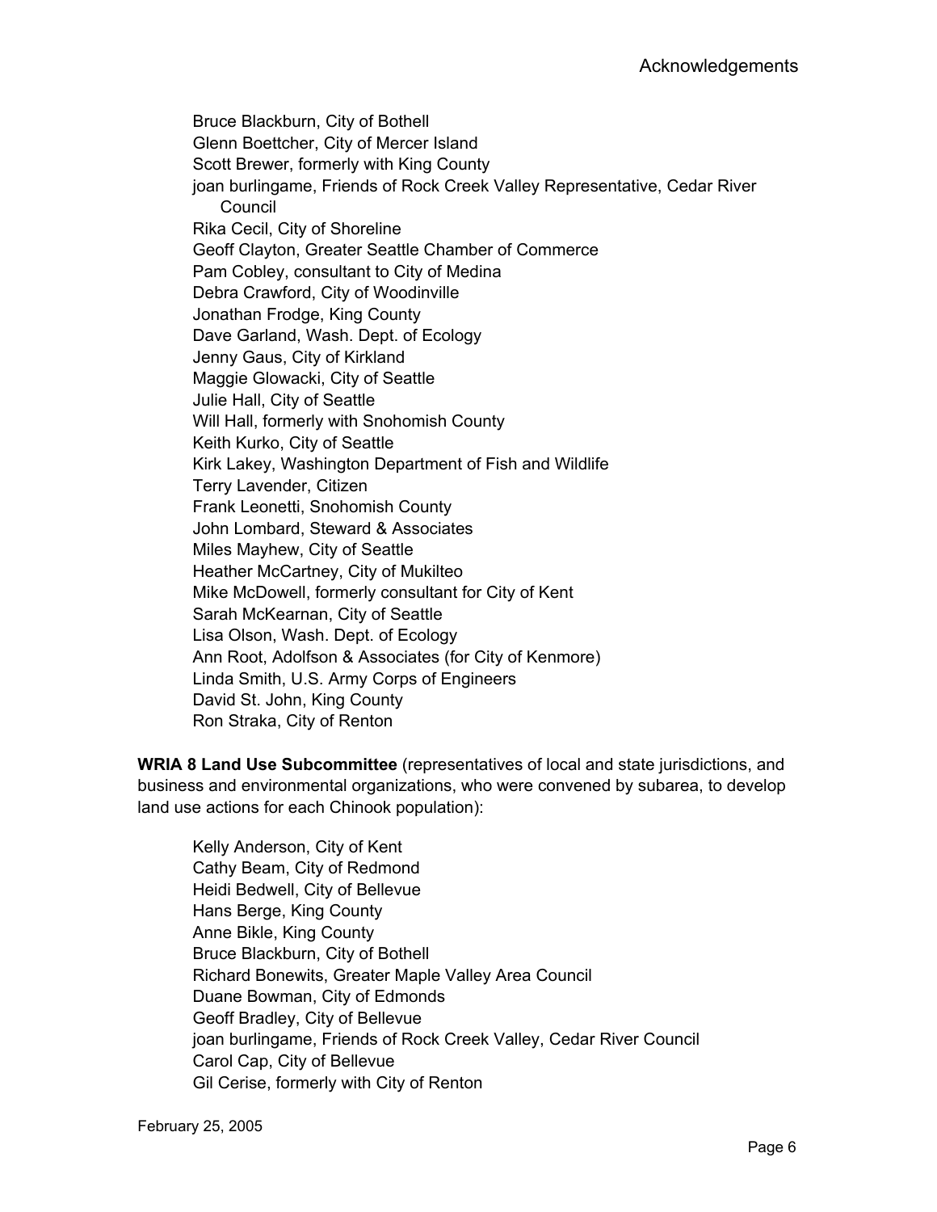Bruce Blackburn, City of Bothell
Glenn Boettcher, City of Mercer Island
Scott Brewer, formerly with King County
joan burlingame, Friends of Rock Creek Valley Representative, Cedar River Council
Rika Cecil, City of Shoreline
Geoff Clayton, Greater Seattle Chamber of Commerce
Pam Cobley, consultant to City of Medina
Debra Crawford, City of Woodinville
Jonathan Frodge, King County
Dave Garland, Wash. Dept. of Ecology
Jenny Gaus, City of Kirkland
Maggie Glowacki, City of Seattle
Julie Hall, City of Seattle
Will Hall, formerly with Snohomish County
Keith Kurko, City of Seattle
Kirk Lakey, Washington Department of Fish and Wildlife
Terry Lavender, Citizen
Frank Leonetti, Snohomish County
John Lombard, Steward & Associates
Miles Mayhew, City of Seattle
Heather McCartney, City of Mukilteo
Mike McDowell, formerly consultant for City of Kent
Sarah McKearnan, City of Seattle
Lisa Olson, Wash. Dept. of Ecology
Ann Root, Adolfson & Associates (for City of Kenmore)
Linda Smith, U.S. Army Corps of Engineers
David St. John, King County
Ron Straka, City of Renton

**WRIA 8 Land Use Subcommittee** (representatives of local and state jurisdictions, and business and environmental organizations, who were convened by subarea, to develop land use actions for each Chinook population):

Kelly Anderson, City of Kent
Cathy Beam, City of Redmond
Heidi Bedwell, City of Bellevue
Hans Berge, King County
Anne Bikle, King County
Bruce Blackburn, City of Bothell
Richard Bonewits, Greater Maple Valley Area Council
Duane Bowman, City of Edmonds
Geoff Bradley, City of Bellevue
joan burlingame, Friends of Rock Creek Valley, Cedar River Council
Carol Cap, City of Bellevue
Gil Cerise, formerly with City of Renton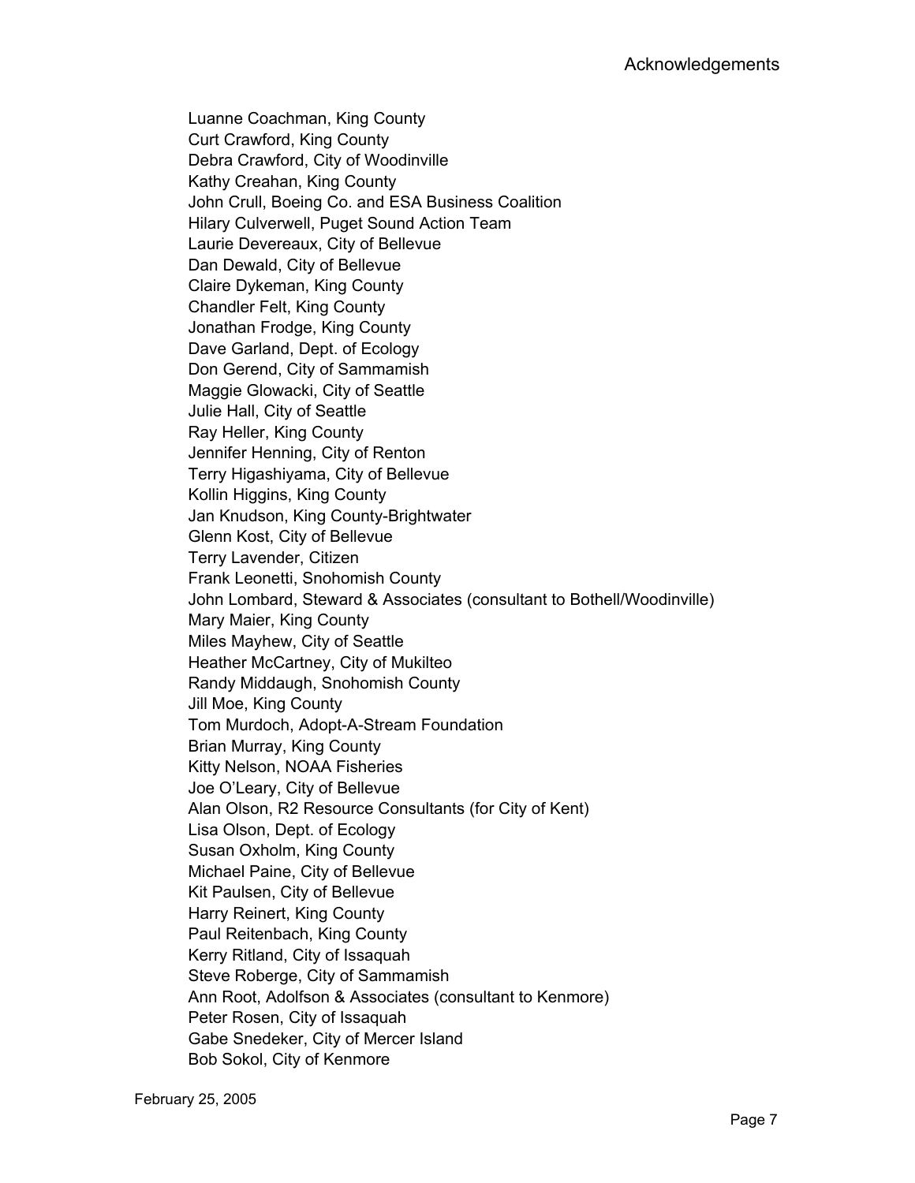Luanne Coachman, King County
Curt Crawford, King County
Debra Crawford, City of Woodinville
Kathy Creahan, King County
John Crull, Boeing Co. and ESA Business Coalition
Hilary Culverwell, Puget Sound Action Team
Laurie Devereaux, City of Bellevue
Dan Dewald, City of Bellevue
Claire Dykeman, King County
Chandler Felt, King County
Jonathan Frodge, King County
Dave Garland, Dept. of Ecology
Don Gerend, City of Sammamish
Maggie Glowacki, City of Seattle
Julie Hall, City of Seattle
Ray Heller, King County
Jennifer Henning, City of Renton
Terry Higashiyama, City of Bellevue
Kollin Higgins, King County
Jan Knudson, King County-Brightwater
Glenn Kost, City of Bellevue
Terry Lavender, Citizen
Frank Leonetti, Snohomish County
John Lombard, Steward & Associates (consultant to Bothell/Woodinville)
Mary Maier, King County
Miles Mayhew, City of Seattle
Heather McCartney, City of Mukilteo
Randy Middaugh, Snohomish County
Jill Moe, King County
Tom Murdoch, Adopt-A-Stream Foundation
Brian Murray, King County
Kitty Nelson, NOAA Fisheries
Joe O'Leary, City of Bellevue
Alan Olson, R2 Resource Consultants (for City of Kent)
Lisa Olson, Dept. of Ecology
Susan Oxholm, King County
Michael Paine, City of Bellevue
Kit Paulsen, City of Bellevue
Harry Reinert, King County
Paul Reitenbach, King County
Kerry Ritland, City of Issaquah
Steve Roberge, City of Sammamish
Ann Root, Adolfson & Associates (consultant to Kenmore)
Peter Rosen, City of Issaquah
Gabe Snedeker, City of Mercer Island
Bob Sokol, City of Kenmore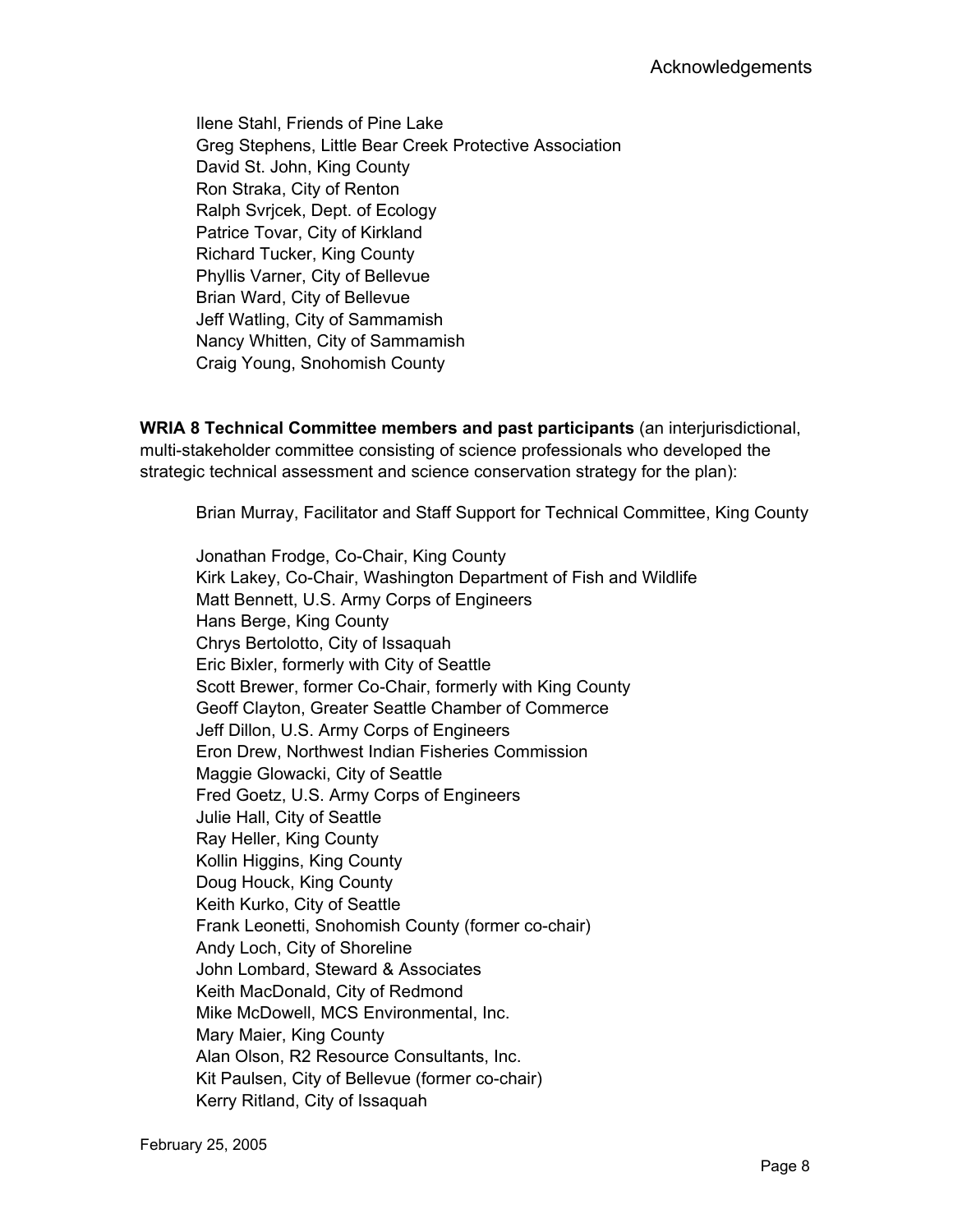Ilene Stahl, Friends of Pine Lake
Greg Stephens, Little Bear Creek Protective Association
David St. John, King County
Ron Straka, City of Renton
Ralph Svrjcek, Dept. of Ecology
Patrice Tovar, City of Kirkland
Richard Tucker, King County
Phyllis Varner, City of Bellevue
Brian Ward, City of Bellevue
Jeff Watling, City of Sammamish
Nancy Whitten, City of Sammamish
Craig Young, Snohomish County

**WRIA 8 Technical Committee members and past participants** (an interjurisdictional, multi-stakeholder committee consisting of science professionals who developed the strategic technical assessment and science conservation strategy for the plan):

Brian Murray, Facilitator and Staff Support for Technical Committee, King County

Jonathan Frodge, Co-Chair, King County
Kirk Lakey, Co-Chair, Washington Department of Fish and Wildlife
Matt Bennett, U.S. Army Corps of Engineers
Hans Berge, King County
Chrys Bertolotto, City of Issaquah
Eric Bixler, formerly with City of Seattle
Scott Brewer, former Co-Chair, formerly with King County
Geoff Clayton, Greater Seattle Chamber of Commerce
Jeff Dillon, U.S. Army Corps of Engineers
Eron Drew, Northwest Indian Fisheries Commission
Maggie Glowacki, City of Seattle
Fred Goetz, U.S. Army Corps of Engineers
Julie Hall, City of Seattle
Ray Heller, King County
Kollin Higgins, King County
Doug Houck, King County
Keith Kurko, City of Seattle
Frank Leonetti, Snohomish County (former co-chair)
Andy Loch, City of Shoreline
John Lombard, Steward & Associates
Keith MacDonald, City of Redmond
Mike McDowell, MCS Environmental, Inc.
Mary Maier, King County
Alan Olson, R2 Resource Consultants, Inc.
Kit Paulsen, City of Bellevue (former co-chair)
Kerry Ritland, City of Issaquah

February 25, 2005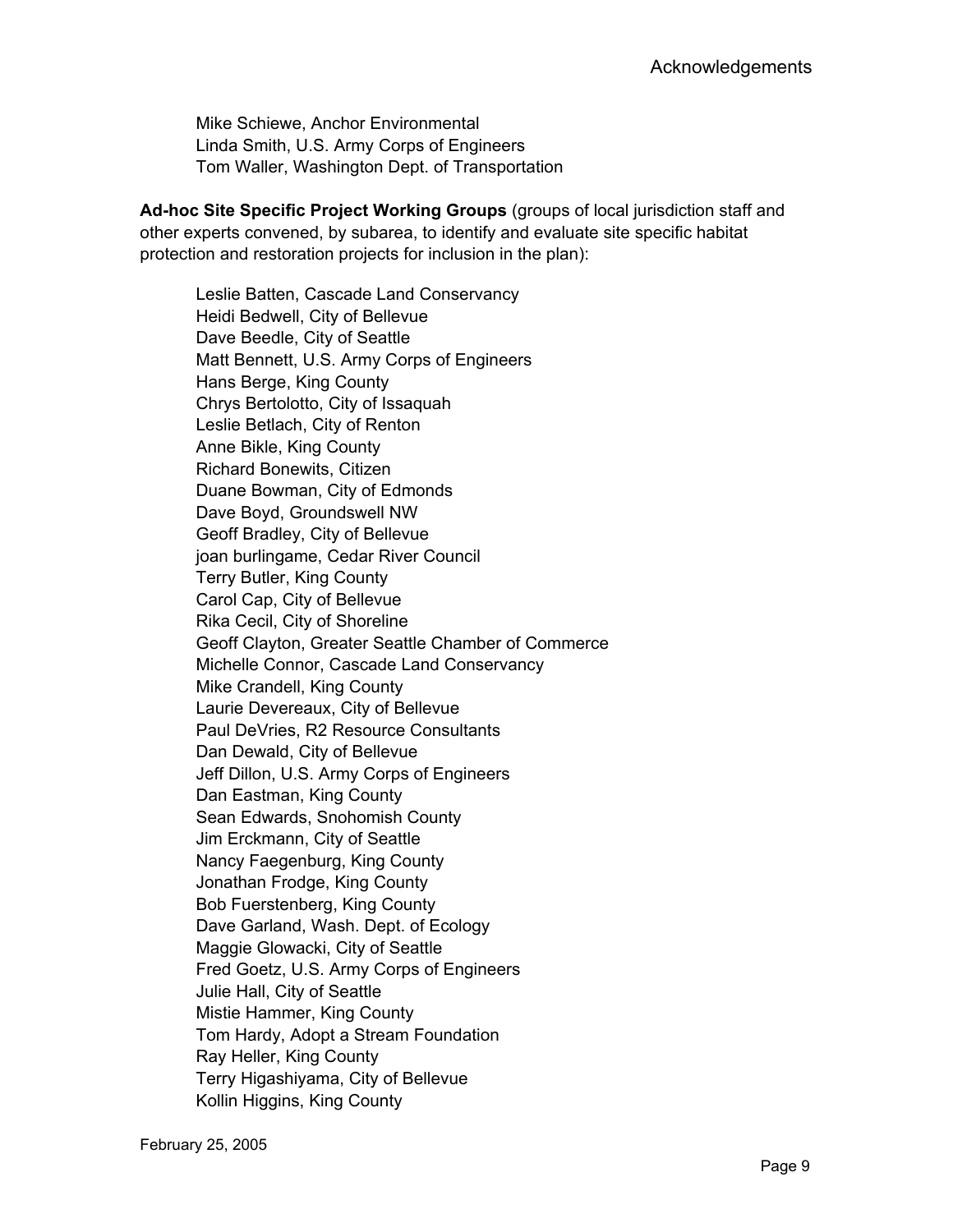Mike Schiewe, Anchor Environmental
Linda Smith, U.S. Army Corps of Engineers
Tom Waller, Washington Dept. of Transportation

**Ad-hoc Site Specific Project Working Groups** (groups of local jurisdiction staff and other experts convened, by subarea, to identify and evaluate site specific habitat protection and restoration projects for inclusion in the plan):

Leslie Batten, Cascade Land Conservancy
Heidi Bedwell, City of Bellevue
Dave Beedle, City of Seattle
Matt Bennett, U.S. Army Corps of Engineers
Hans Berge, King County
Chrys Bertolotto, City of Issaquah
Leslie Betlach, City of Renton
Anne Bikle, King County
Richard Bonewits, Citizen
Duane Bowman, City of Edmonds
Dave Boyd, Groundswell NW
Geoff Bradley, City of Bellevue
joan burlingame, Cedar River Council
Terry Butler, King County
Carol Cap, City of Bellevue
Rika Cecil, City of Shoreline
Geoff Clayton, Greater Seattle Chamber of Commerce
Michelle Connor, Cascade Land Conservancy
Mike Crandell, King County
Laurie Devereaux, City of Bellevue
Paul DeVries, R2 Resource Consultants
Dan Dewald, City of Bellevue
Jeff Dillon, U.S. Army Corps of Engineers
Dan Eastman, King County
Sean Edwards, Snohomish County
Jim Erckmann, City of Seattle
Nancy Faegenburg, King County
Jonathan Frodge, King County
Bob Fuerstenberg, King County
Dave Garland, Wash. Dept. of Ecology
Maggie Glowacki, City of Seattle
Fred Goetz, U.S. Army Corps of Engineers
Julie Hall, City of Seattle
Mistie Hammer, King County
Tom Hardy, Adopt a Stream Foundation
Ray Heller, King County
Terry Higashiyama, City of Bellevue
Kollin Higgins, King County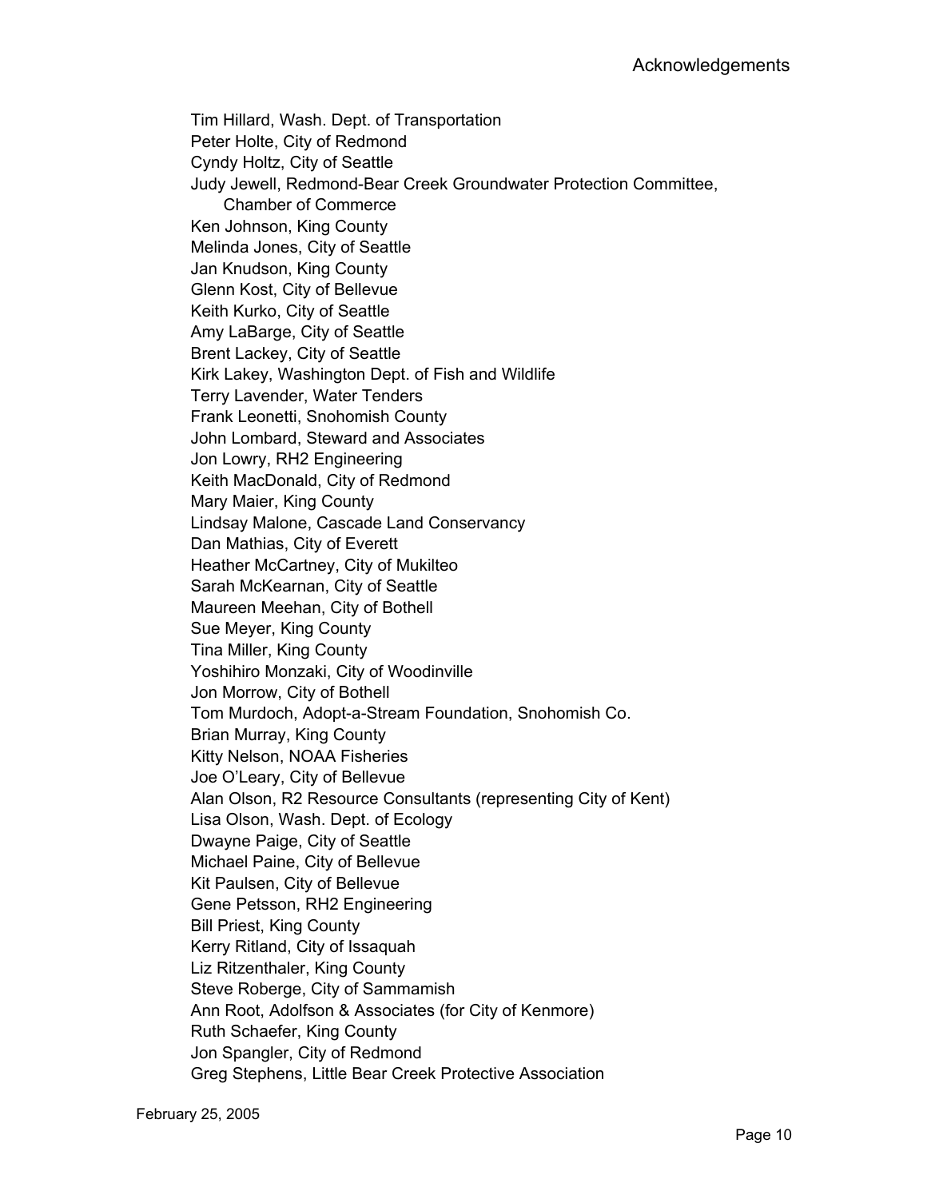Tim Hillard, Wash. Dept. of Transportation
Peter Holte, City of Redmond
Cyndy Holtz, City of Seattle
Judy Jewell, Redmond-Bear Creek Groundwater Protection Committee,
    Chamber of Commerce
Ken Johnson, King County
Melinda Jones, City of Seattle
Jan Knudson, King County
Glenn Kost, City of Bellevue
Keith Kurko, City of Seattle
Amy LaBarge, City of Seattle
Brent Lackey, City of Seattle
Kirk Lakey, Washington Dept. of Fish and Wildlife
Terry Lavender, Water Tenders
Frank Leonetti, Snohomish County
John Lombard, Steward and Associates
Jon Lowry, RH2 Engineering
Keith MacDonald, City of Redmond
Mary Maier, King County
Lindsay Malone, Cascade Land Conservancy
Dan Mathias, City of Everett
Heather McCartney, City of Mukilteo
Sarah McKearnan, City of Seattle
Maureen Meehan, City of Bothell
Sue Meyer, King County
Tina Miller, King County
Yoshihiro Monzaki, City of Woodinville
Jon Morrow, City of Bothell
Tom Murdoch, Adopt-a-Stream Foundation, Snohomish Co.
Brian Murray, King County
Kitty Nelson, NOAA Fisheries
Joe O'Leary, City of Bellevue
Alan Olson, R2 Resource Consultants (representing City of Kent)
Lisa Olson, Wash. Dept. of Ecology
Dwayne Paige, City of Seattle
Michael Paine, City of Bellevue
Kit Paulsen, City of Bellevue
Gene Petsson, RH2 Engineering
Bill Priest, King County
Kerry Ritland, City of Issaquah
Liz Ritzenthaler, King County
Steve Roberge, City of Sammamish
Ann Root, Adolfson & Associates (for City of Kenmore)
Ruth Schaefer, King County
Jon Spangler, City of Redmond
Greg Stephens, Little Bear Creek Protective Association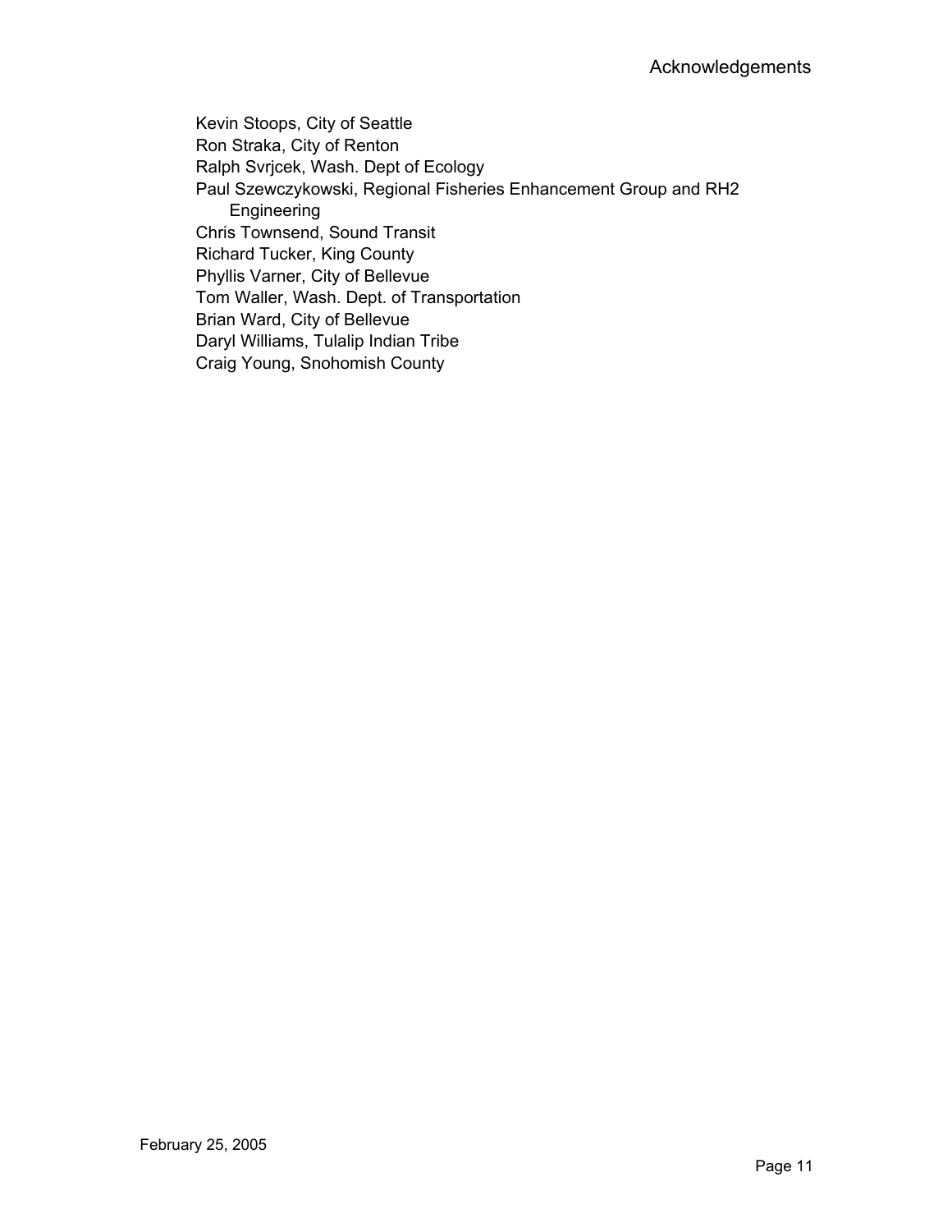Kevin Stoops, City of Seattle
Ron Straka, City of Renton
Ralph Svrjcek, Wash. Dept of Ecology
Paul Szewczykowski, Regional Fisheries Enhancement Group and RH2 Engineering
Chris Townsend, Sound Transit
Richard Tucker, King County
Phyllis Varner, City of Bellevue
Tom Waller, Wash. Dept. of Transportation
Brian Ward, City of Bellevue
Daryl Williams, Tulalip Indian Tribe
Craig Young, Snohomish County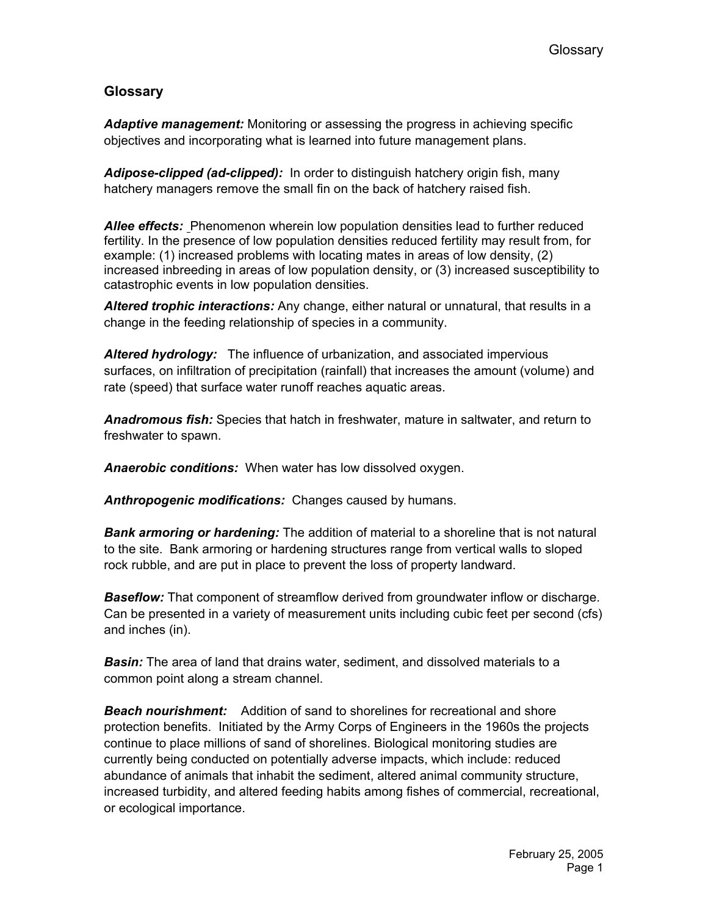## Glossary

***Adaptive management:*** Monitoring or assessing the progress in achieving specific objectives and incorporating what is learned into future management plans.

***Adipose-clipped (ad-clipped):*** In order to distinguish hatchery origin fish, many hatchery managers remove the small fin on the back of hatchery raised fish.

***Allee effects:*** Phenomenon wherein low population densities lead to further reduced fertility. In the presence of low population densities reduced fertility may result from, for example: (1) increased problems with locating mates in areas of low density, (2) increased inbreeding in areas of low population density, or (3) increased susceptibility to catastrophic events in low population densities.

***Altered trophic interactions:*** Any change, either natural or unnatural, that results in a change in the feeding relationship of species in a community.

***Altered hydrology:*** The influence of urbanization, and associated impervious surfaces, on infiltration of precipitation (rainfall) that increases the amount (volume) and rate (speed) that surface water runoff reaches aquatic areas.

***Anadromous fish:*** Species that hatch in freshwater, mature in saltwater, and return to freshwater to spawn.

***Anaerobic conditions:*** When water has low dissolved oxygen.

***Anthropogenic modifications:*** Changes caused by humans.

***Bank armoring or hardening:*** The addition of material to a shoreline that is not natural to the site. Bank armoring or hardening structures range from vertical walls to sloped rock rubble, and are put in place to prevent the loss of property landward.

***Baseflow:*** That component of streamflow derived from groundwater inflow or discharge. Can be presented in a variety of measurement units including cubic feet per second (cfs) and inches (in).

***Basin:*** The area of land that drains water, sediment, and dissolved materials to a common point along a stream channel.

***Beach nourishment:*** Addition of sand to shorelines for recreational and shore protection benefits. Initiated by the Army Corps of Engineers in the 1960s the projects continue to place millions of sand of shorelines. Biological monitoring studies are currently being conducted on potentially adverse impacts, which include: reduced abundance of animals that inhabit the sediment, altered animal community structure, increased turbidity, and altered feeding habits among fishes of commercial, recreational, or ecological importance.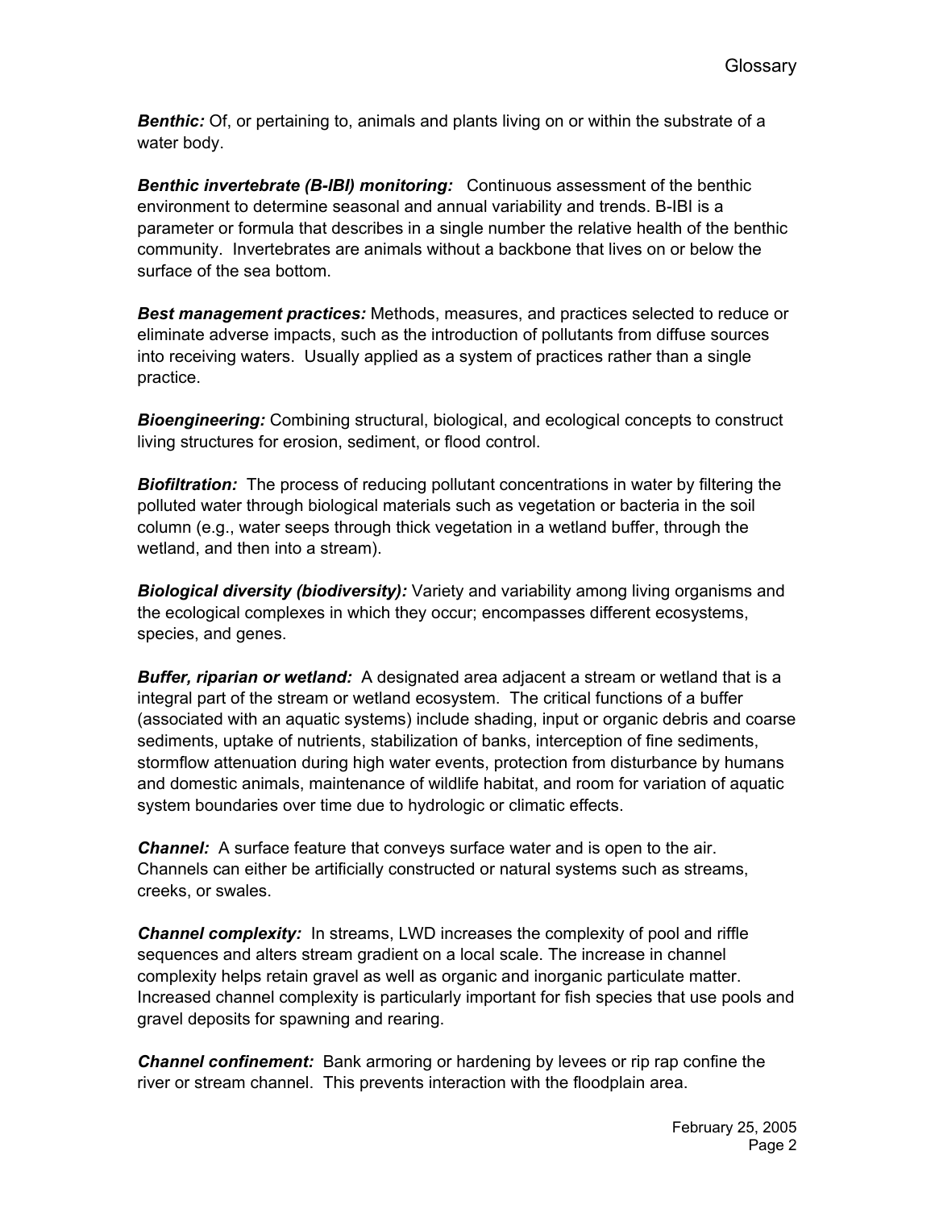***Benthic:*** Of, or pertaining to, animals and plants living on or within the substrate of a water body.

***Benthic invertebrate (B-IBI) monitoring:*** Continuous assessment of the benthic environment to determine seasonal and annual variability and trends. B-IBI is a parameter or formula that describes in a single number the relative health of the benthic community. Invertebrates are animals without a backbone that lives on or below the surface of the sea bottom.

***Best management practices:*** Methods, measures, and practices selected to reduce or eliminate adverse impacts, such as the introduction of pollutants from diffuse sources into receiving waters. Usually applied as a system of practices rather than a single practice.

***Bioengineering:*** Combining structural, biological, and ecological concepts to construct living structures for erosion, sediment, or flood control.

***Biofiltration:*** The process of reducing pollutant concentrations in water by filtering the polluted water through biological materials such as vegetation or bacteria in the soil column (e.g., water seeps through thick vegetation in a wetland buffer, through the wetland, and then into a stream).

***Biological diversity (biodiversity):*** Variety and variability among living organisms and the ecological complexes in which they occur; encompasses different ecosystems, species, and genes.

***Buffer, riparian or wetland:*** A designated area adjacent a stream or wetland that is a integral part of the stream or wetland ecosystem. The critical functions of a buffer (associated with an aquatic systems) include shading, input or organic debris and coarse sediments, uptake of nutrients, stabilization of banks, interception of fine sediments, stormflow attenuation during high water events, protection from disturbance by humans and domestic animals, maintenance of wildlife habitat, and room for variation of aquatic system boundaries over time due to hydrologic or climatic effects.

***Channel:*** A surface feature that conveys surface water and is open to the air. Channels can either be artificially constructed or natural systems such as streams, creeks, or swales.

***Channel complexity:*** In streams, LWD increases the complexity of pool and riffle sequences and alters stream gradient on a local scale. The increase in channel complexity helps retain gravel as well as organic and inorganic particulate matter. Increased channel complexity is particularly important for fish species that use pools and gravel deposits for spawning and rearing.

***Channel confinement:*** Bank armoring or hardening by levees or rip rap confine the river or stream channel. This prevents interaction with the floodplain area.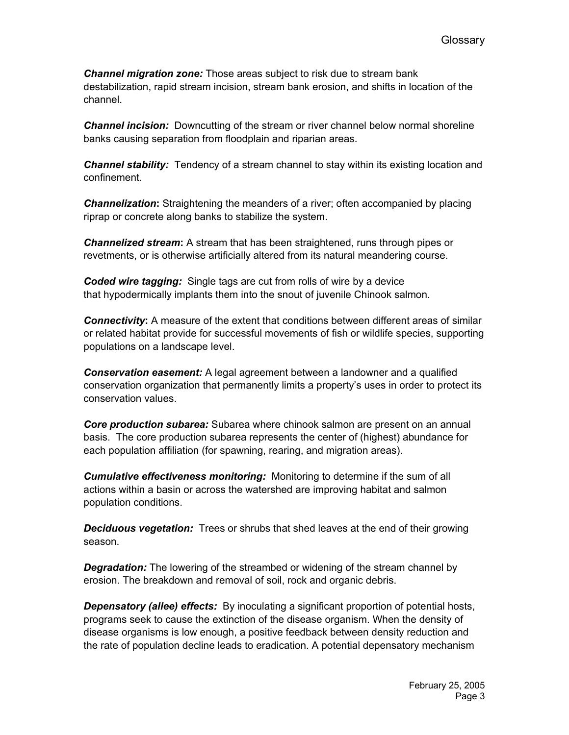***Channel migration zone:*** Those areas subject to risk due to stream bank destabilization, rapid stream incision, stream bank erosion, and shifts in location of the channel.

***Channel incision:*** Downcutting of the stream or river channel below normal shoreline banks causing separation from floodplain and riparian areas.

***Channel stability:*** Tendency of a stream channel to stay within its existing location and confinement.

***Channelization*****:** Straightening the meanders of a river; often accompanied by placing riprap or concrete along banks to stabilize the system.

***Channelized stream*****:** A stream that has been straightened, runs through pipes or revetments, or is otherwise artificially altered from its natural meandering course.

***Coded wire tagging:*** Single tags are cut from rolls of wire by a device that hypodermically implants them into the snout of juvenile Chinook salmon.

***Connectivity*****:** A measure of the extent that conditions between different areas of similar or related habitat provide for successful movements of fish or wildlife species, supporting populations on a landscape level.

***Conservation easement:*** A legal agreement between a landowner and a qualified conservation organization that permanently limits a property's uses in order to protect its conservation values.

***Core production subarea:*** Subarea where chinook salmon are present on an annual basis. The core production subarea represents the center of (highest) abundance for each population affiliation (for spawning, rearing, and migration areas).

***Cumulative effectiveness monitoring:*** Monitoring to determine if the sum of all actions within a basin or across the watershed are improving habitat and salmon population conditions.

***Deciduous vegetation:*** Trees or shrubs that shed leaves at the end of their growing season.

***Degradation:*** The lowering of the streambed or widening of the stream channel by erosion. The breakdown and removal of soil, rock and organic debris.

***Depensatory (allee) effects:*** By inoculating a significant proportion of potential hosts, programs seek to cause the extinction of the disease organism. When the density of disease organisms is low enough, a positive feedback between density reduction and the rate of population decline leads to eradication. A potential depensatory mechanism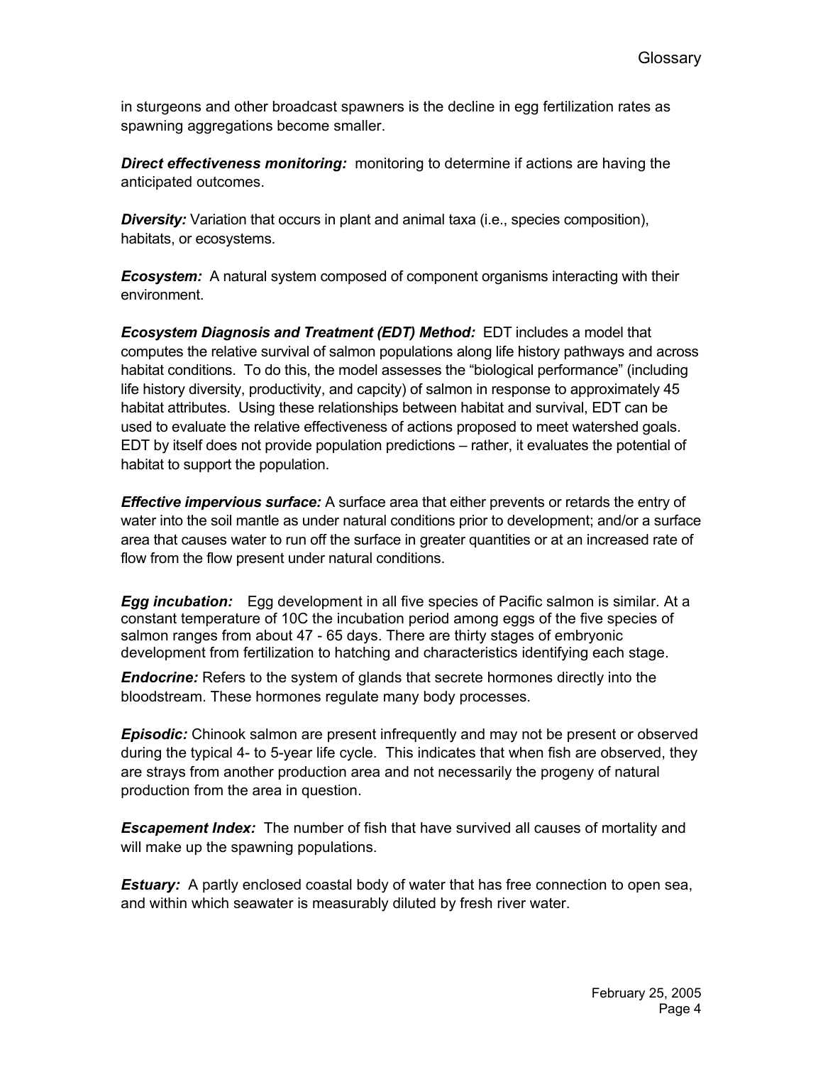in sturgeons and other broadcast spawners is the decline in egg fertilization rates as spawning aggregations become smaller.

***Direct effectiveness monitoring:*** monitoring to determine if actions are having the anticipated outcomes.

***Diversity:*** Variation that occurs in plant and animal taxa (i.e., species composition), habitats, or ecosystems.

***Ecosystem:*** A natural system composed of component organisms interacting with their environment.

***Ecosystem Diagnosis and Treatment (EDT) Method:*** EDT includes a model that computes the relative survival of salmon populations along life history pathways and across habitat conditions. To do this, the model assesses the "biological performance" (including life history diversity, productivity, and capcity) of salmon in response to approximately 45 habitat attributes. Using these relationships between habitat and survival, EDT can be used to evaluate the relative effectiveness of actions proposed to meet watershed goals. EDT by itself does not provide population predictions – rather, it evaluates the potential of habitat to support the population.

***Effective impervious surface:*** A surface area that either prevents or retards the entry of water into the soil mantle as under natural conditions prior to development; and/or a surface area that causes water to run off the surface in greater quantities or at an increased rate of flow from the flow present under natural conditions.

***Egg incubation:*** Egg development in all five species of Pacific salmon is similar. At a constant temperature of 10C the incubation period among eggs of the five species of salmon ranges from about 47 - 65 days. There are thirty stages of embryonic development from fertilization to hatching and characteristics identifying each stage.

***Endocrine:*** Refers to the system of glands that secrete hormones directly into the bloodstream. These hormones regulate many body processes.

***Episodic:*** Chinook salmon are present infrequently and may not be present or observed during the typical 4- to 5-year life cycle. This indicates that when fish are observed, they are strays from another production area and not necessarily the progeny of natural production from the area in question.

***Escapement Index:*** The number of fish that have survived all causes of mortality and will make up the spawning populations.

***Estuary:*** A partly enclosed coastal body of water that has free connection to open sea, and within which seawater is measurably diluted by fresh river water.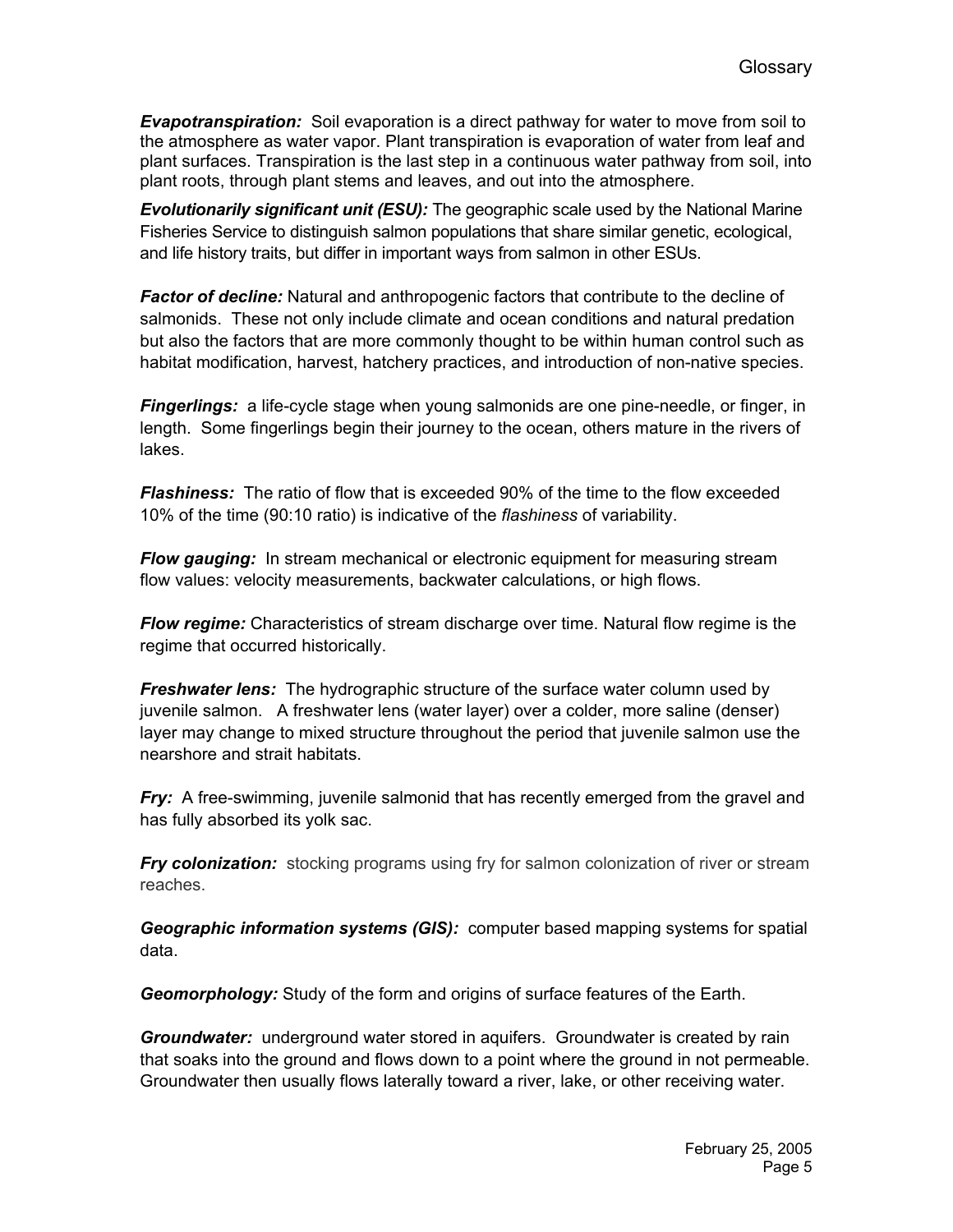***Evapotranspiration:*** Soil evaporation is a direct pathway for water to move from soil to the atmosphere as water vapor. Plant transpiration is evaporation of water from leaf and plant surfaces. Transpiration is the last step in a continuous water pathway from soil, into plant roots, through plant stems and leaves, and out into the atmosphere.

***Evolutionarily significant unit (ESU):*** The geographic scale used by the National Marine Fisheries Service to distinguish salmon populations that share similar genetic, ecological, and life history traits, but differ in important ways from salmon in other ESUs.

***Factor of decline:*** Natural and anthropogenic factors that contribute to the decline of salmonids. These not only include climate and ocean conditions and natural predation but also the factors that are more commonly thought to be within human control such as habitat modification, harvest, hatchery practices, and introduction of non-native species.

***Fingerlings:*** a life-cycle stage when young salmonids are one pine-needle, or finger, in length. Some fingerlings begin their journey to the ocean, others mature in the rivers of lakes.

***Flashiness:*** The ratio of flow that is exceeded 90% of the time to the flow exceeded 10% of the time (90:10 ratio) is indicative of the *flashiness* of variability.

***Flow gauging:*** In stream mechanical or electronic equipment for measuring stream flow values: velocity measurements, backwater calculations, or high flows.

***Flow regime:*** Characteristics of stream discharge over time. Natural flow regime is the regime that occurred historically.

***Freshwater lens:*** The hydrographic structure of the surface water column used by juvenile salmon. A freshwater lens (water layer) over a colder, more saline (denser) layer may change to mixed structure throughout the period that juvenile salmon use the nearshore and strait habitats.

***Fry:*** A free-swimming, juvenile salmonid that has recently emerged from the gravel and has fully absorbed its yolk sac.

***Fry colonization:*** stocking programs using fry for salmon colonization of river or stream reaches.

***Geographic information systems (GIS):*** computer based mapping systems for spatial data.

***Geomorphology:*** Study of the form and origins of surface features of the Earth.

***Groundwater:*** underground water stored in aquifers. Groundwater is created by rain that soaks into the ground and flows down to a point where the ground in not permeable. Groundwater then usually flows laterally toward a river, lake, or other receiving water.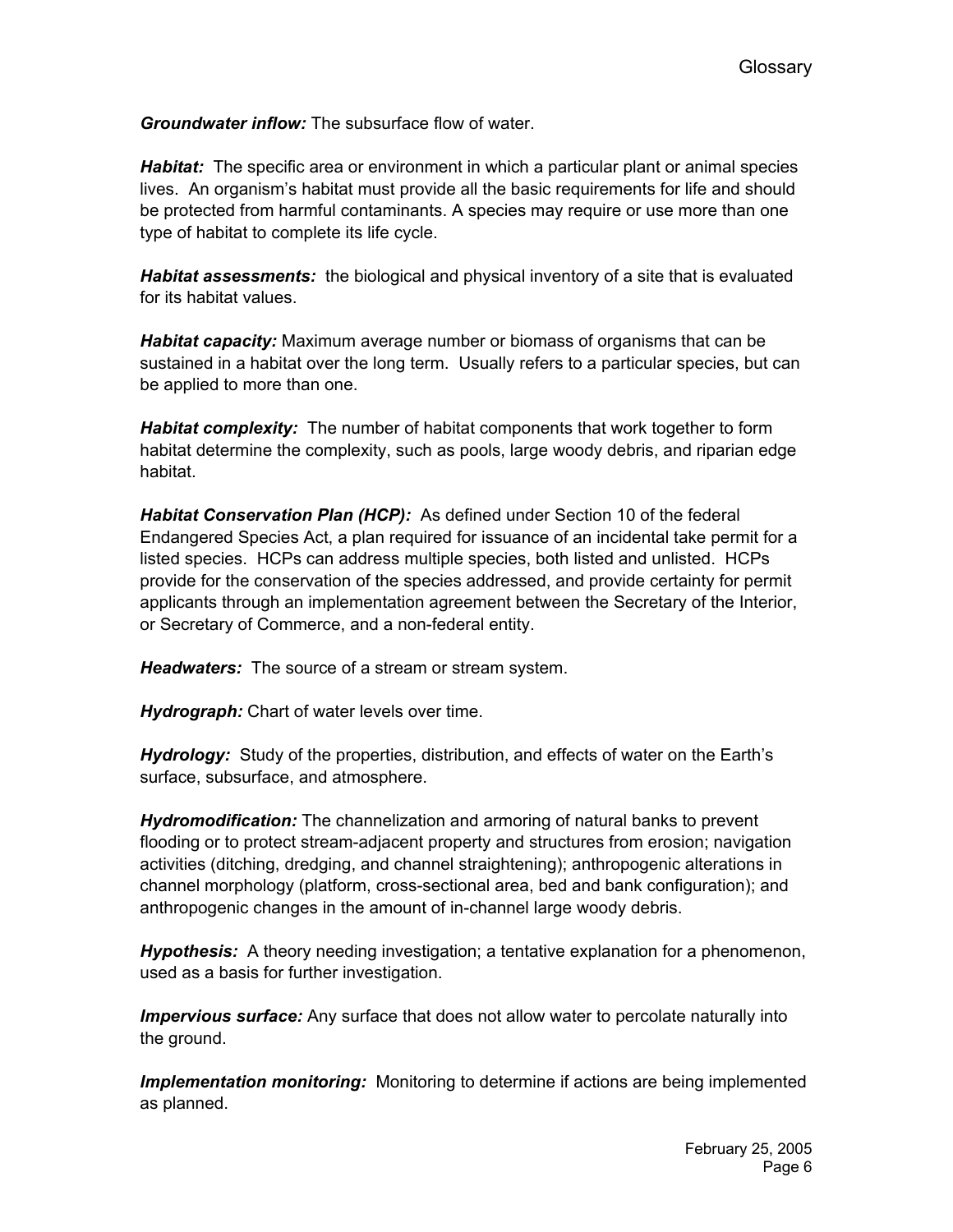***Groundwater inflow:*** The subsurface flow of water.

***Habitat:*** The specific area or environment in which a particular plant or animal species lives. An organism's habitat must provide all the basic requirements for life and should be protected from harmful contaminants. A species may require or use more than one type of habitat to complete its life cycle.

***Habitat assessments:*** the biological and physical inventory of a site that is evaluated for its habitat values.

***Habitat capacity:*** Maximum average number or biomass of organisms that can be sustained in a habitat over the long term. Usually refers to a particular species, but can be applied to more than one.

***Habitat complexity:*** The number of habitat components that work together to form habitat determine the complexity, such as pools, large woody debris, and riparian edge habitat.

***Habitat Conservation Plan (HCP):*** As defined under Section 10 of the federal Endangered Species Act, a plan required for issuance of an incidental take permit for a listed species. HCPs can address multiple species, both listed and unlisted. HCPs provide for the conservation of the species addressed, and provide certainty for permit applicants through an implementation agreement between the Secretary of the Interior, or Secretary of Commerce, and a non-federal entity.

***Headwaters:*** The source of a stream or stream system.

***Hydrograph:*** Chart of water levels over time.

***Hydrology:*** Study of the properties, distribution, and effects of water on the Earth's surface, subsurface, and atmosphere.

***Hydromodification:*** The channelization and armoring of natural banks to prevent flooding or to protect stream-adjacent property and structures from erosion; navigation activities (ditching, dredging, and channel straightening); anthropogenic alterations in channel morphology (platform, cross-sectional area, bed and bank configuration); and anthropogenic changes in the amount of in-channel large woody debris.

***Hypothesis:*** A theory needing investigation; a tentative explanation for a phenomenon, used as a basis for further investigation.

***Impervious surface:*** Any surface that does not allow water to percolate naturally into the ground.

***Implementation monitoring:*** Monitoring to determine if actions are being implemented as planned.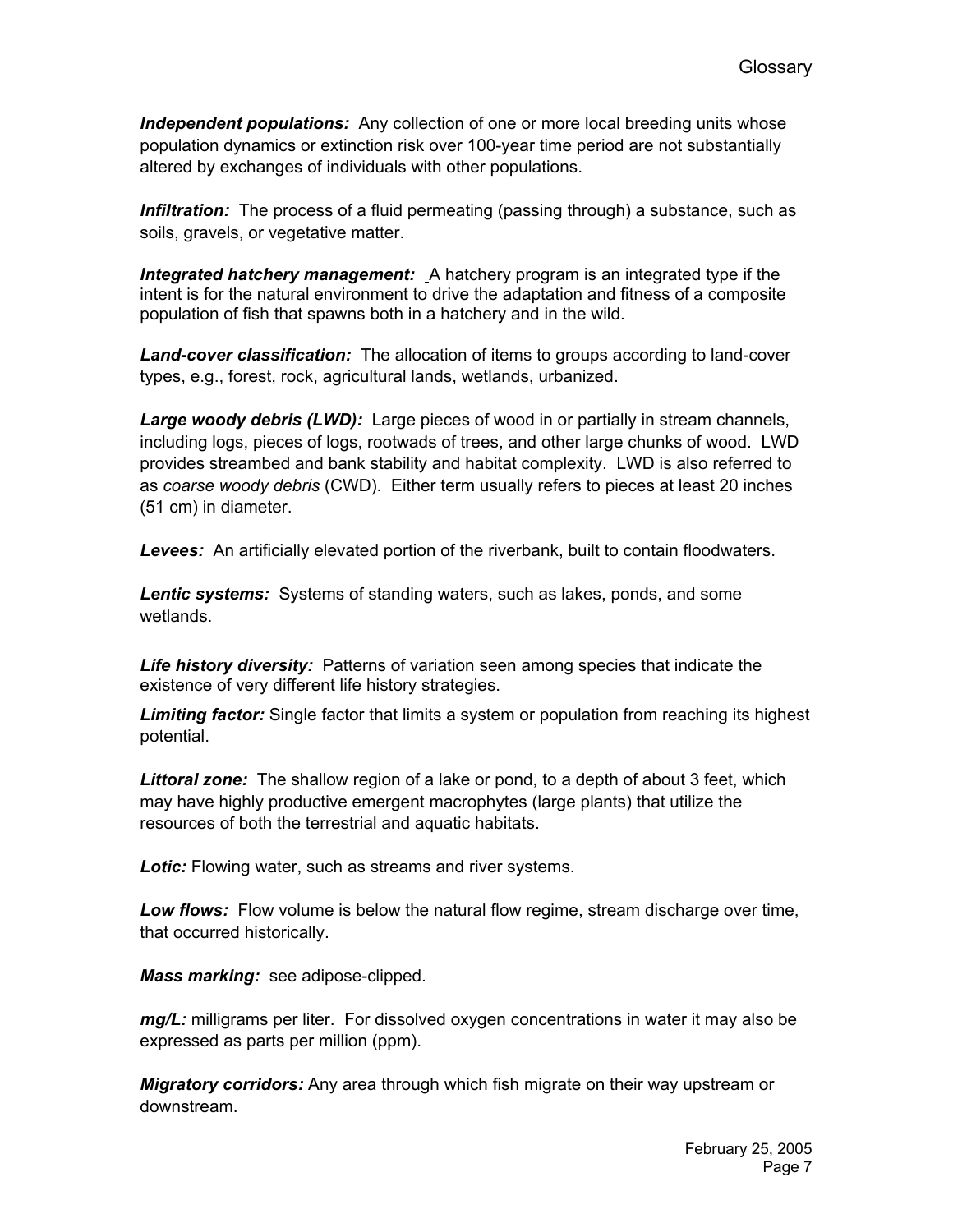***Independent populations:*** Any collection of one or more local breeding units whose population dynamics or extinction risk over 100-year time period are not substantially altered by exchanges of individuals with other populations.

***Infiltration:*** The process of a fluid permeating (passing through) a substance, such as soils, gravels, or vegetative matter.

***Integrated hatchery management:*** A hatchery program is an integrated type if the intent is for the natural environment to drive the adaptation and fitness of a composite population of fish that spawns both in a hatchery and in the wild.

***Land-cover classification:*** The allocation of items to groups according to land-cover types, e.g., forest, rock, agricultural lands, wetlands, urbanized.

***Large woody debris (LWD):*** Large pieces of wood in or partially in stream channels, including logs, pieces of logs, rootwads of trees, and other large chunks of wood. LWD provides streambed and bank stability and habitat complexity. LWD is also referred to as *coarse woody debris* (CWD). Either term usually refers to pieces at least 20 inches (51 cm) in diameter.

***Levees:*** An artificially elevated portion of the riverbank, built to contain floodwaters.

***Lentic systems:*** Systems of standing waters, such as lakes, ponds, and some wetlands.

***Life history diversity:*** Patterns of variation seen among species that indicate the existence of very different life history strategies.

***Limiting factor:*** Single factor that limits a system or population from reaching its highest potential.

***Littoral zone:*** The shallow region of a lake or pond, to a depth of about 3 feet, which may have highly productive emergent macrophytes (large plants) that utilize the resources of both the terrestrial and aquatic habitats.

***Lotic:*** Flowing water, such as streams and river systems.

***Low flows:*** Flow volume is below the natural flow regime, stream discharge over time, that occurred historically.

***Mass marking:*** see adipose-clipped.

***mg/L:*** milligrams per liter. For dissolved oxygen concentrations in water it may also be expressed as parts per million (ppm).

***Migratory corridors:*** Any area through which fish migrate on their way upstream or downstream.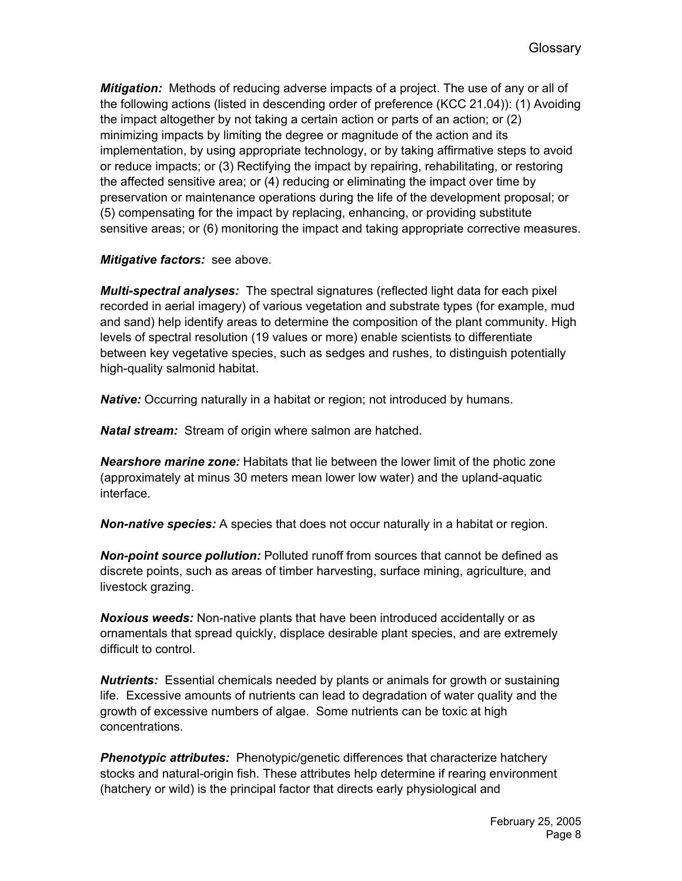***Mitigation:*** Methods of reducing adverse impacts of a project. The use of any or all of the following actions (listed in descending order of preference (KCC 21.04)): (1) Avoiding the impact altogether by not taking a certain action or parts of an action; or (2) minimizing impacts by limiting the degree or magnitude of the action and its implementation, by using appropriate technology, or by taking affirmative steps to avoid or reduce impacts; or (3) Rectifying the impact by repairing, rehabilitating, or restoring the affected sensitive area; or (4) reducing or eliminating the impact over time by preservation or maintenance operations during the life of the development proposal; or (5) compensating for the impact by replacing, enhancing, or providing substitute sensitive areas; or (6) monitoring the impact and taking appropriate corrective measures.

***Mitigative factors:*** see above.

***Multi-spectral analyses:*** The spectral signatures (reflected light data for each pixel recorded in aerial imagery) of various vegetation and substrate types (for example, mud and sand) help identify areas to determine the composition of the plant community. High levels of spectral resolution (19 values or more) enable scientists to differentiate between key vegetative species, such as sedges and rushes, to distinguish potentially high-quality salmonid habitat.

***Native:*** Occurring naturally in a habitat or region; not introduced by humans.

***Natal stream:*** Stream of origin where salmon are hatched.

***Nearshore marine zone:*** Habitats that lie between the lower limit of the photic zone (approximately at minus 30 meters mean lower low water) and the upland-aquatic interface.

***Non-native species:*** A species that does not occur naturally in a habitat or region.

***Non-point source pollution:*** Polluted runoff from sources that cannot be defined as discrete points, such as areas of timber harvesting, surface mining, agriculture, and livestock grazing.

***Noxious weeds:*** Non-native plants that have been introduced accidentally or as ornamentals that spread quickly, displace desirable plant species, and are extremely difficult to control.

***Nutrients:*** Essential chemicals needed by plants or animals for growth or sustaining life. Excessive amounts of nutrients can lead to degradation of water quality and the growth of excessive numbers of algae. Some nutrients can be toxic at high concentrations.

***Phenotypic attributes:*** Phenotypic/genetic differences that characterize hatchery stocks and natural-origin fish. These attributes help determine if rearing environment (hatchery or wild) is the principal factor that directs early physiological and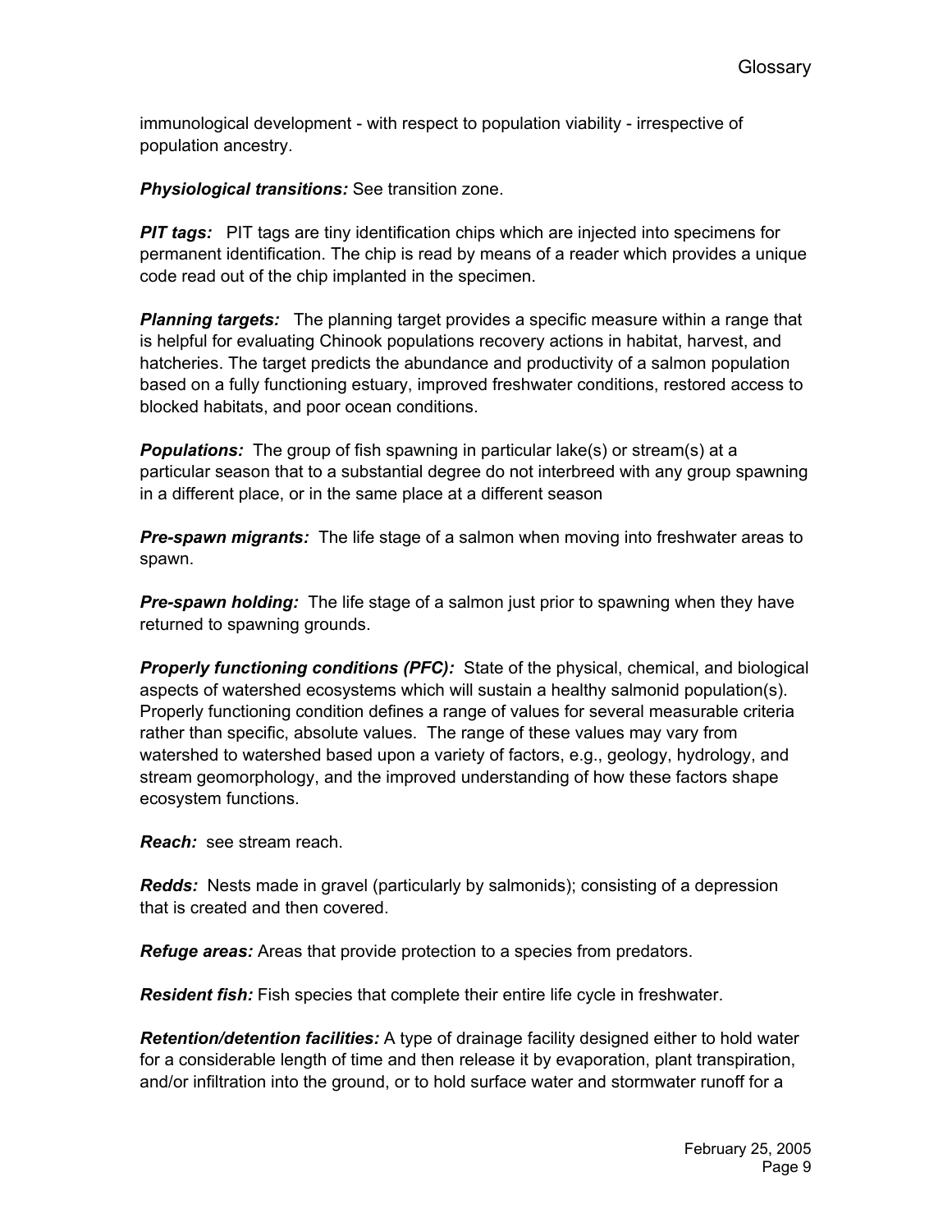immunological development - with respect to population viability - irrespective of population ancestry.

***Physiological transitions:*** See transition zone.

***PIT tags:*** PIT tags are tiny identification chips which are injected into specimens for permanent identification. The chip is read by means of a reader which provides a unique code read out of the chip implanted in the specimen.

***Planning targets:*** The planning target provides a specific measure within a range that is helpful for evaluating Chinook populations recovery actions in habitat, harvest, and hatcheries. The target predicts the abundance and productivity of a salmon population based on a fully functioning estuary, improved freshwater conditions, restored access to blocked habitats, and poor ocean conditions.

***Populations:*** The group of fish spawning in particular lake(s) or stream(s) at a particular season that to a substantial degree do not interbreed with any group spawning in a different place, or in the same place at a different season

***Pre-spawn migrants:*** The life stage of a salmon when moving into freshwater areas to spawn.

***Pre-spawn holding:*** The life stage of a salmon just prior to spawning when they have returned to spawning grounds.

***Properly functioning conditions (PFC):*** State of the physical, chemical, and biological aspects of watershed ecosystems which will sustain a healthy salmonid population(s). Properly functioning condition defines a range of values for several measurable criteria rather than specific, absolute values. The range of these values may vary from watershed to watershed based upon a variety of factors, e.g., geology, hydrology, and stream geomorphology, and the improved understanding of how these factors shape ecosystem functions.

***Reach:*** see stream reach.

***Redds:*** Nests made in gravel (particularly by salmonids); consisting of a depression that is created and then covered.

***Refuge areas:*** Areas that provide protection to a species from predators.

***Resident fish:*** Fish species that complete their entire life cycle in freshwater.

***Retention/detention facilities:*** A type of drainage facility designed either to hold water for a considerable length of time and then release it by evaporation, plant transpiration, and/or infiltration into the ground, or to hold surface water and stormwater runoff for a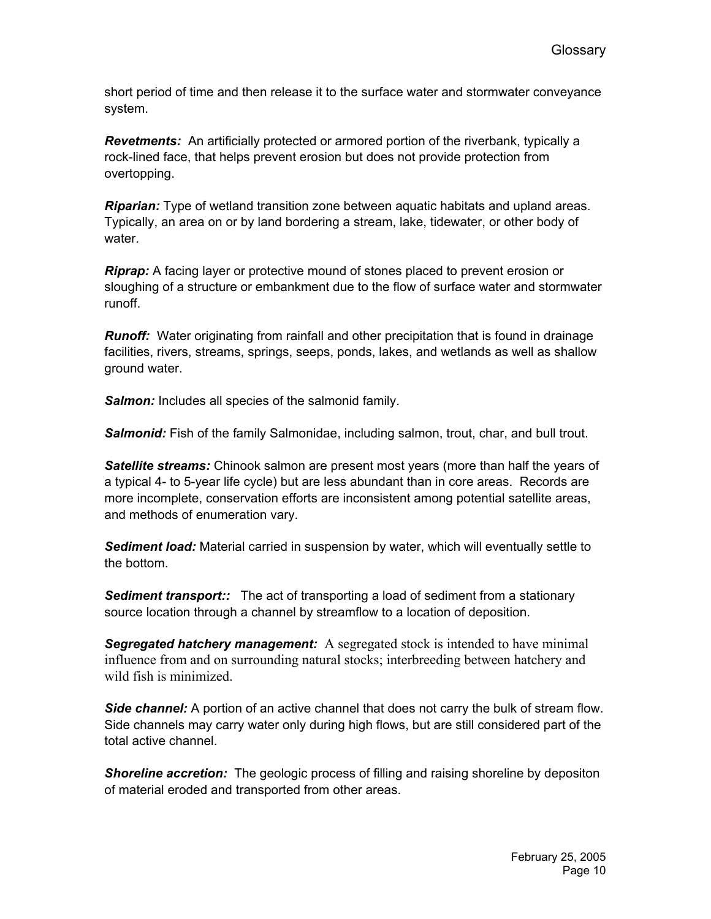short period of time and then release it to the surface water and stormwater conveyance system.

***Revetments:*** An artificially protected or armored portion of the riverbank, typically a rock-lined face, that helps prevent erosion but does not provide protection from overtopping.

***Riparian:*** Type of wetland transition zone between aquatic habitats and upland areas. Typically, an area on or by land bordering a stream, lake, tidewater, or other body of water.

***Riprap:*** A facing layer or protective mound of stones placed to prevent erosion or sloughing of a structure or embankment due to the flow of surface water and stormwater runoff.

***Runoff:*** Water originating from rainfall and other precipitation that is found in drainage facilities, rivers, streams, springs, seeps, ponds, lakes, and wetlands as well as shallow ground water.

***Salmon:*** Includes all species of the salmonid family.

***Salmonid:*** Fish of the family Salmonidae, including salmon, trout, char, and bull trout.

***Satellite streams:*** Chinook salmon are present most years (more than half the years of a typical 4- to 5-year life cycle) but are less abundant than in core areas. Records are more incomplete, conservation efforts are inconsistent among potential satellite areas, and methods of enumeration vary.

***Sediment load:*** Material carried in suspension by water, which will eventually settle to the bottom.

***Sediment transport::*** The act of transporting a load of sediment from a stationary source location through a channel by streamflow to a location of deposition.

***Segregated hatchery management:*** A segregated stock is intended to have minimal influence from and on surrounding natural stocks; interbreeding between hatchery and wild fish is minimized.

***Side channel:*** A portion of an active channel that does not carry the bulk of stream flow. Side channels may carry water only during high flows, but are still considered part of the total active channel.

***Shoreline accretion:*** The geologic process of filling and raising shoreline by depositon of material eroded and transported from other areas.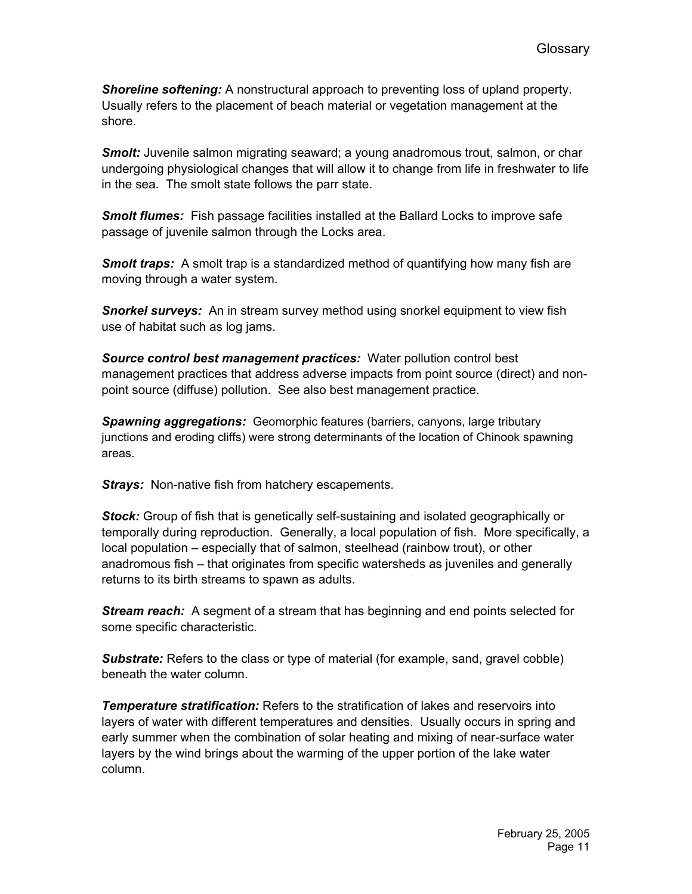***Shoreline softening:*** A nonstructural approach to preventing loss of upland property. Usually refers to the placement of beach material or vegetation management at the shore.

***Smolt:*** Juvenile salmon migrating seaward; a young anadromous trout, salmon, or char undergoing physiological changes that will allow it to change from life in freshwater to life in the sea. The smolt state follows the parr state.

***Smolt flumes:*** Fish passage facilities installed at the Ballard Locks to improve safe passage of juvenile salmon through the Locks area.

***Smolt traps:*** A smolt trap is a standardized method of quantifying how many fish are moving through a water system.

***Snorkel surveys:*** An in stream survey method using snorkel equipment to view fish use of habitat such as log jams.

***Source control best management practices:*** Water pollution control best management practices that address adverse impacts from point source (direct) and non-point source (diffuse) pollution. See also best management practice.

***Spawning aggregations:*** Geomorphic features (barriers, canyons, large tributary junctions and eroding cliffs) were strong determinants of the location of Chinook spawning areas.

***Strays:*** Non-native fish from hatchery escapements.

***Stock:*** Group of fish that is genetically self-sustaining and isolated geographically or temporally during reproduction. Generally, a local population of fish. More specifically, a local population – especially that of salmon, steelhead (rainbow trout), or other anadromous fish – that originates from specific watersheds as juveniles and generally returns to its birth streams to spawn as adults.

***Stream reach:*** A segment of a stream that has beginning and end points selected for some specific characteristic.

***Substrate:*** Refers to the class or type of material (for example, sand, gravel cobble) beneath the water column.

***Temperature stratification:*** Refers to the stratification of lakes and reservoirs into layers of water with different temperatures and densities. Usually occurs in spring and early summer when the combination of solar heating and mixing of near-surface water layers by the wind brings about the warming of the upper portion of the lake water column.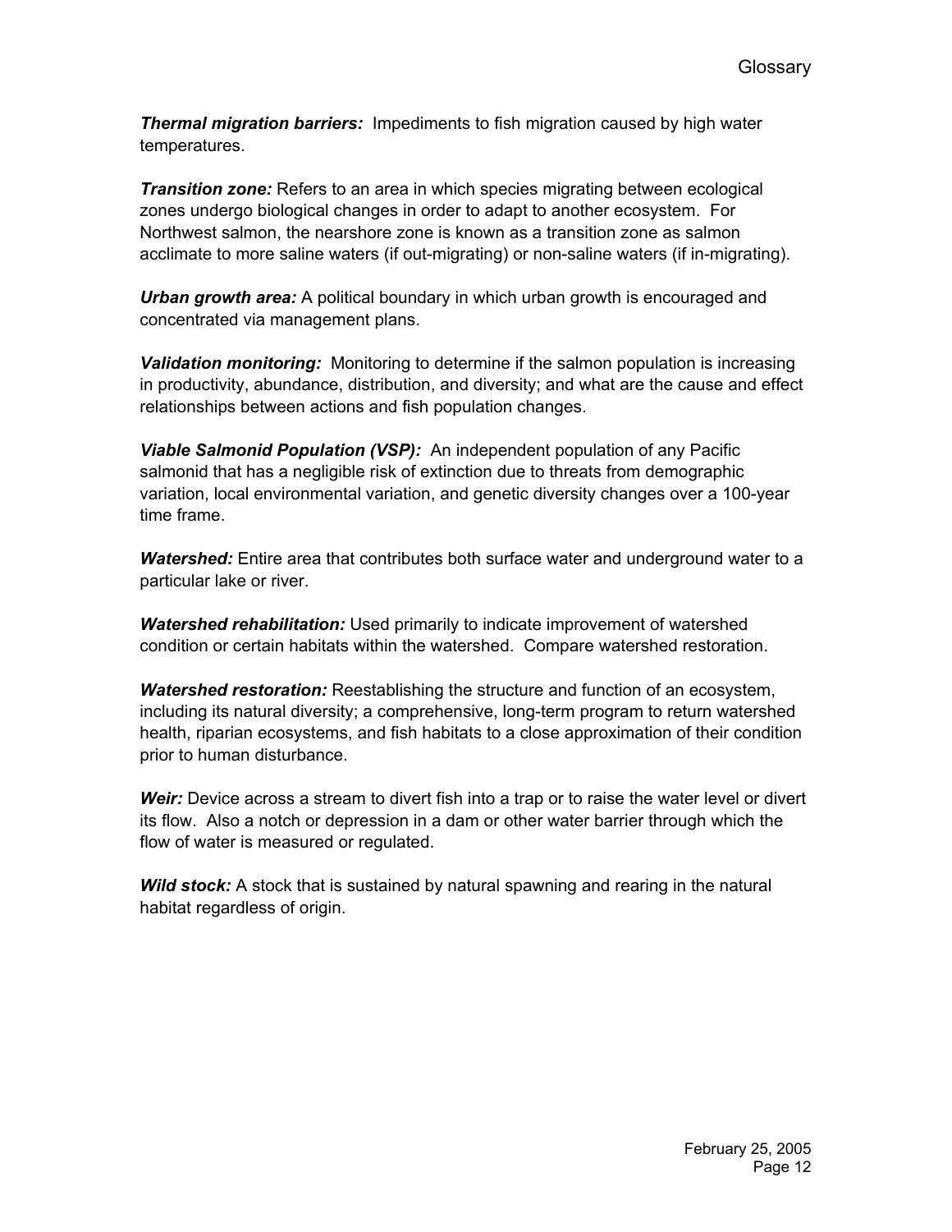***Thermal migration barriers:*** Impediments to fish migration caused by high water temperatures.

***Transition zone:*** Refers to an area in which species migrating between ecological zones undergo biological changes in order to adapt to another ecosystem. For Northwest salmon, the nearshore zone is known as a transition zone as salmon acclimate to more saline waters (if out-migrating) or non-saline waters (if in-migrating).

***Urban growth area:*** A political boundary in which urban growth is encouraged and concentrated via management plans.

***Validation monitoring:*** Monitoring to determine if the salmon population is increasing in productivity, abundance, distribution, and diversity; and what are the cause and effect relationships between actions and fish population changes.

***Viable Salmonid Population (VSP):*** An independent population of any Pacific salmonid that has a negligible risk of extinction due to threats from demographic variation, local environmental variation, and genetic diversity changes over a 100-year time frame.

***Watershed:*** Entire area that contributes both surface water and underground water to a particular lake or river.

***Watershed rehabilitation:*** Used primarily to indicate improvement of watershed condition or certain habitats within the watershed. Compare watershed restoration.

***Watershed restoration:*** Reestablishing the structure and function of an ecosystem, including its natural diversity; a comprehensive, long-term program to return watershed health, riparian ecosystems, and fish habitats to a close approximation of their condition prior to human disturbance.

***Weir:*** Device across a stream to divert fish into a trap or to raise the water level or divert its flow. Also a notch or depression in a dam or other water barrier through which the flow of water is measured or regulated.

***Wild stock:*** A stock that is sustained by natural spawning and rearing in the natural habitat regardless of origin.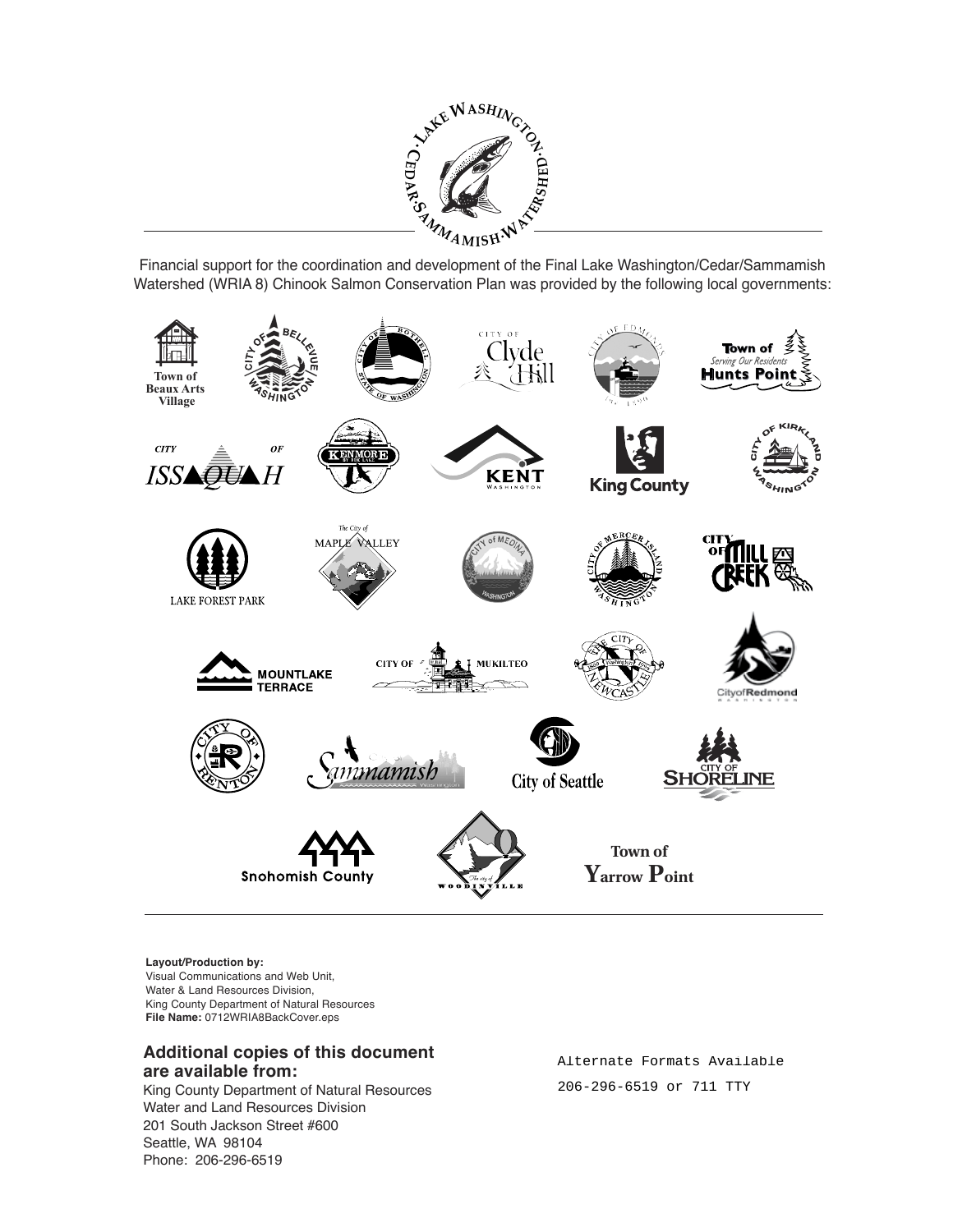Financial support for the coordination and development of the Final Lake Washington/Cedar/Sammamish Watershed (WRIA 8) Chinook Salmon Conservation Plan was provided by the following local governments:

**Layout/Production by:**
Visual Communications and Web Unit,
Water & Land Resources Division,
King County Department of Natural Resources
**File Name:** 0712WRIA8BackCover.eps

**Additional copies of this document are available from:**

King County Department of Natural Resources
Water and Land Resources Division
201 South Jackson Street #600
Seattle, WA 98104
Phone: 206-296-6519

Alternate Formats Available

206-296-6519 or 711 TTY